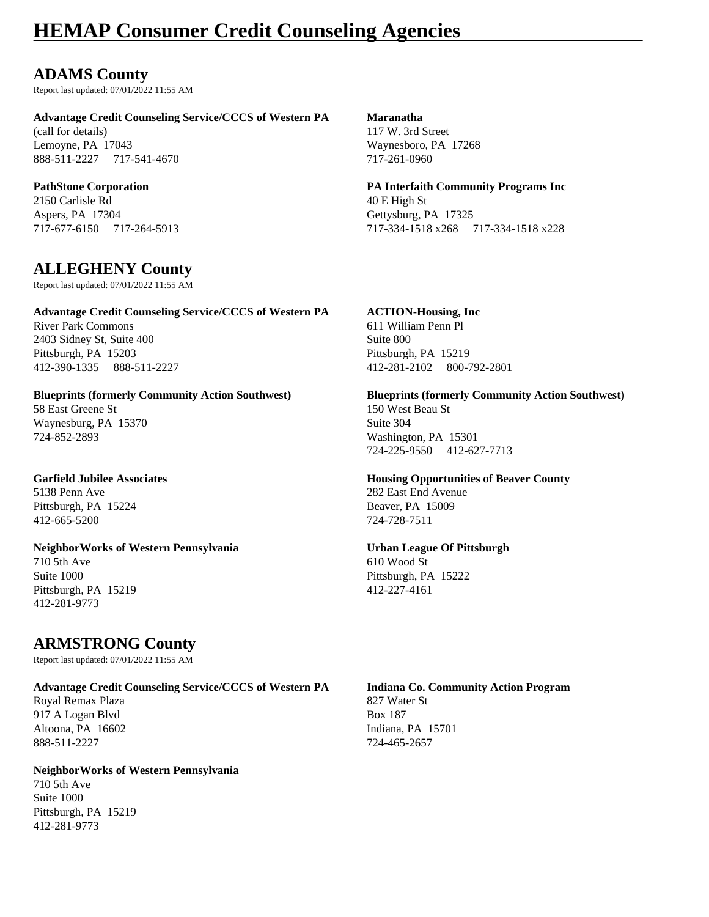# HEMAP Consumer Credit Counseling Agencies

## ADAMS County

Report last updated: 07/01/2022 11:55 AM

**Advantage Credit Counseling Service/CCCS of Western PA**
(call for details)
Lemoyne, PA 17043
888-511-2227 717-541-4670

**Maranatha**
117 W. 3rd Street
Waynesboro, PA 17268
717-261-0960

**PathStone Corporation**
2150 Carlisle Rd
Aspers, PA 17304
717-677-6150 717-264-5913

**PA Interfaith Community Programs Inc**
40 E High St
Gettysburg, PA 17325
717-334-1518 x268 717-334-1518 x228

## ALLEGHENY County

Report last updated: 07/01/2022 11:55 AM

**Advantage Credit Counseling Service/CCCS of Western PA**
River Park Commons
2403 Sidney St, Suite 400
Pittsburgh, PA 15203
412-390-1335 888-511-2227

**ACTION-Housing, Inc**
611 William Penn Pl
Suite 800
Pittsburgh, PA 15219
412-281-2102 800-792-2801

**Blueprints (formerly Community Action Southwest)**
58 East Greene St
Waynesburg, PA 15370
724-852-2893

**Blueprints (formerly Community Action Southwest)**
150 West Beau St
Suite 304
Washington, PA 15301
724-225-9550 412-627-7713

**Garfield Jubilee Associates**
5138 Penn Ave
Pittsburgh, PA 15224
412-665-5200

**Housing Opportunities of Beaver County**
282 East End Avenue
Beaver, PA 15009
724-728-7511

**NeighborWorks of Western Pennsylvania**
710 5th Ave
Suite 1000
Pittsburgh, PA 15219
412-281-9773

**Urban League Of Pittsburgh**
610 Wood St
Pittsburgh, PA 15222
412-227-4161

## ARMSTRONG County

Report last updated: 07/01/2022 11:55 AM

**Advantage Credit Counseling Service/CCCS of Western PA**
Royal Remax Plaza
917 A Logan Blvd
Altoona, PA 16602
888-511-2227

**Indiana Co. Community Action Program**
827 Water St
Box 187
Indiana, PA 15701
724-465-2657

**NeighborWorks of Western Pennsylvania**
710 5th Ave
Suite 1000
Pittsburgh, PA 15219
412-281-9773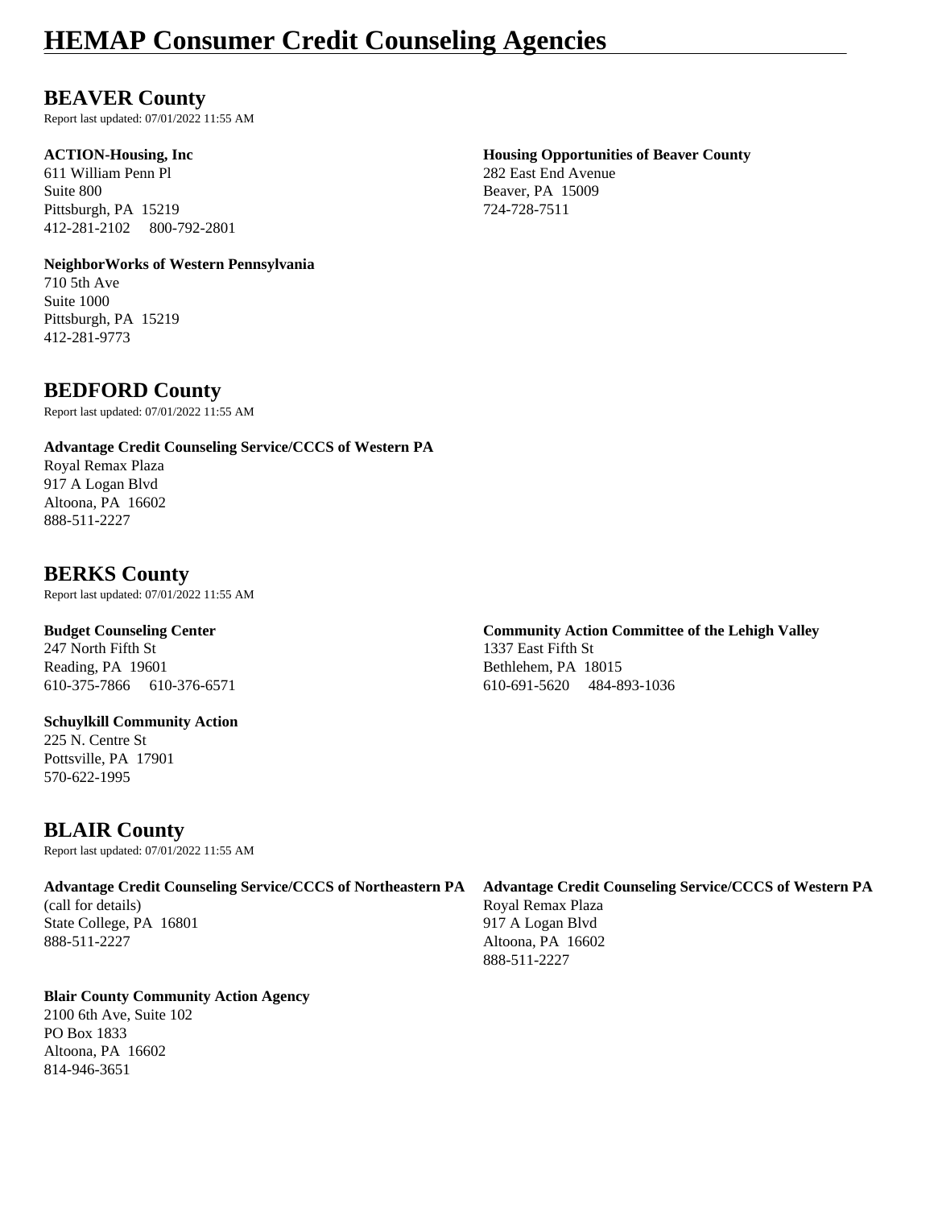# HEMAP Consumer Credit Counseling Agencies

## BEAVER County

Report last updated: 07/01/2022 11:55 AM

**ACTION-Housing, Inc**
611 William Penn Pl
Suite 800
Pittsburgh, PA 15219
412-281-2102 800-792-2801

**Housing Opportunities of Beaver County**
282 East End Avenue
Beaver, PA 15009
724-728-7511

**NeighborWorks of Western Pennsylvania**
710 5th Ave
Suite 1000
Pittsburgh, PA 15219
412-281-9773

## BEDFORD County

Report last updated: 07/01/2022 11:55 AM

**Advantage Credit Counseling Service/CCCS of Western PA**
Royal Remax Plaza
917 A Logan Blvd
Altoona, PA 16602
888-511-2227

## BERKS County

Report last updated: 07/01/2022 11:55 AM

**Budget Counseling Center**
247 North Fifth St
Reading, PA 19601
610-375-7866 610-376-6571

**Community Action Committee of the Lehigh Valley**
1337 East Fifth St
Bethlehem, PA 18015
610-691-5620 484-893-1036

**Schuylkill Community Action**
225 N. Centre St
Pottsville, PA 17901
570-622-1995

## BLAIR County

Report last updated: 07/01/2022 11:55 AM

**Advantage Credit Counseling Service/CCCS of Northeastern PA**
(call for details)
State College, PA 16801
888-511-2227

**Advantage Credit Counseling Service/CCCS of Western PA**
Royal Remax Plaza
917 A Logan Blvd
Altoona, PA 16602
888-511-2227

**Blair County Community Action Agency**
2100 6th Ave, Suite 102
PO Box 1833
Altoona, PA 16602
814-946-3651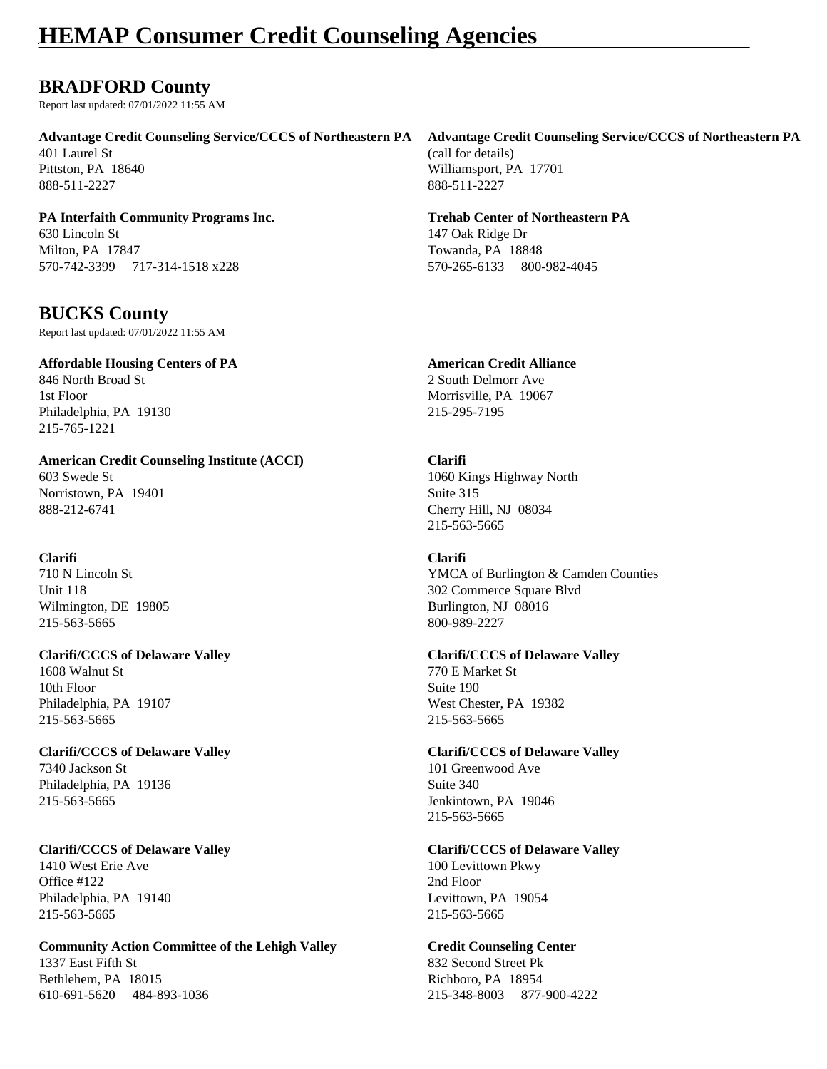# HEMAP Consumer Credit Counseling Agencies

## BRADFORD County

Report last updated: 07/01/2022 11:55 AM

**Advantage Credit Counseling Service/CCCS of Northeastern PA**
401 Laurel St
Pittston, PA 18640
888-511-2227

**Advantage Credit Counseling Service/CCCS of Northeastern PA**
(call for details)
Williamsport, PA 17701
888-511-2227

**PA Interfaith Community Programs Inc.**
630 Lincoln St
Milton, PA 17847
570-742-3399 717-314-1518 x228

**Trehab Center of Northeastern PA**
147 Oak Ridge Dr
Towanda, PA 18848
570-265-6133 800-982-4045

## BUCKS County

Report last updated: 07/01/2022 11:55 AM

**Affordable Housing Centers of PA**
846 North Broad St
1st Floor
Philadelphia, PA 19130
215-765-1221

**American Credit Alliance**
2 South Delmorr Ave
Morrisville, PA 19067
215-295-7195

**American Credit Counseling Institute (ACCI)**
603 Swede St
Norristown, PA 19401
888-212-6741

**Clarifi**
1060 Kings Highway North
Suite 315
Cherry Hill, NJ 08034
215-563-5665

**Clarifi**
710 N Lincoln St
Unit 118
Wilmington, DE 19805
215-563-5665

**Clarifi**
YMCA of Burlington & Camden Counties
302 Commerce Square Blvd
Burlington, NJ 08016
800-989-2227

**Clarifi/CCCS of Delaware Valley**
1608 Walnut St
10th Floor
Philadelphia, PA 19107
215-563-5665

**Clarifi/CCCS of Delaware Valley**
770 E Market St
Suite 190
West Chester, PA 19382
215-563-5665

**Clarifi/CCCS of Delaware Valley**
7340 Jackson St
Philadelphia, PA 19136
215-563-5665

**Clarifi/CCCS of Delaware Valley**
101 Greenwood Ave
Suite 340
Jenkintown, PA 19046
215-563-5665

**Clarifi/CCCS of Delaware Valley**
1410 West Erie Ave
Office #122
Philadelphia, PA 19140
215-563-5665

**Clarifi/CCCS of Delaware Valley**
100 Levittown Pkwy
2nd Floor
Levittown, PA 19054
215-563-5665

**Community Action Committee of the Lehigh Valley**
1337 East Fifth St
Bethlehem, PA 18015
610-691-5620 484-893-1036

**Credit Counseling Center**
832 Second Street Pk
Richboro, PA 18954
215-348-8003 877-900-4222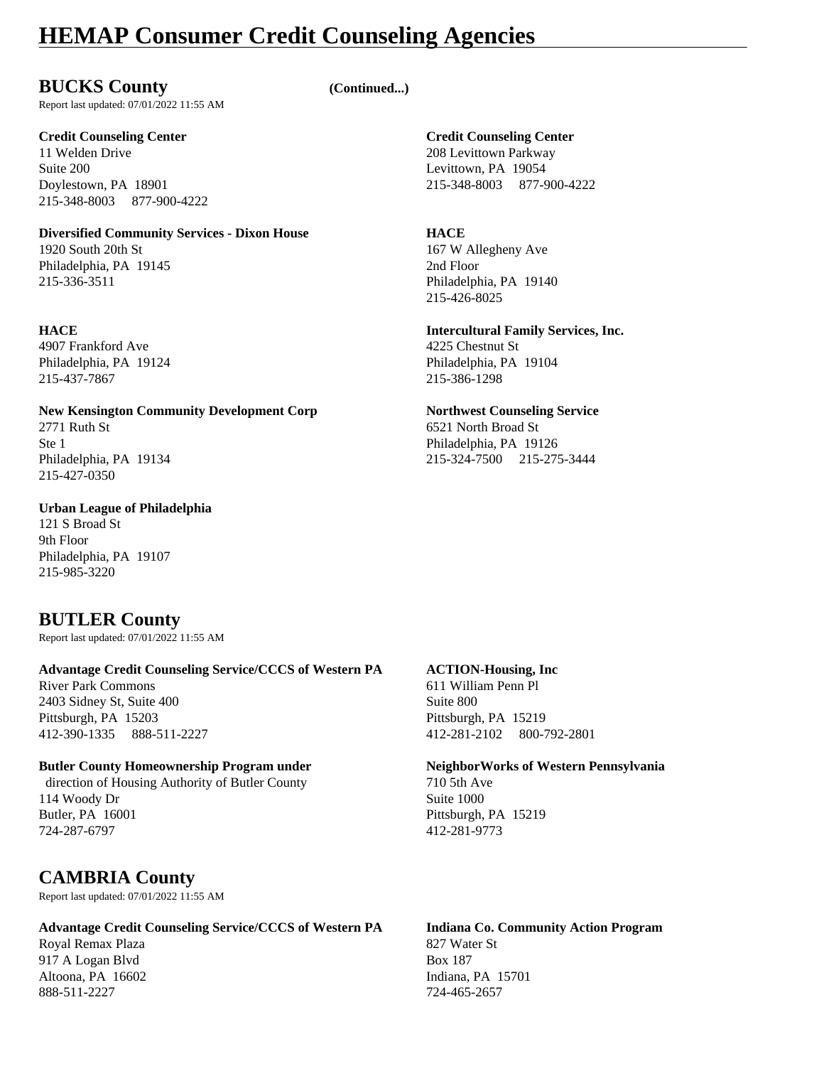# HEMAP Consumer Credit Counseling Agencies

## BUCKS County (Continued...)

Report last updated: 07/01/2022 11:55 AM

**Credit Counseling Center**
11 Welden Drive
Suite 200
Doylestown, PA 18901
215-348-8003 877-900-4222

**Credit Counseling Center**
208 Levittown Parkway
Levittown, PA 19054
215-348-8003 877-900-4222

**Diversified Community Services - Dixon House**
1920 South 20th St
Philadelphia, PA 19145
215-336-3511

**HACE**
167 W Allegheny Ave
2nd Floor
Philadelphia, PA 19140
215-426-8025

**HACE**
4907 Frankford Ave
Philadelphia, PA 19124
215-437-7867

**Intercultural Family Services, Inc.**
4225 Chestnut St
Philadelphia, PA 19104
215-386-1298

**New Kensington Community Development Corp**
2771 Ruth St
Ste 1
Philadelphia, PA 19134
215-427-0350

**Northwest Counseling Service**
6521 North Broad St
Philadelphia, PA 19126
215-324-7500 215-275-3444

**Urban League of Philadelphia**
121 S Broad St
9th Floor
Philadelphia, PA 19107
215-985-3220

## BUTLER County

Report last updated: 07/01/2022 11:55 AM

**Advantage Credit Counseling Service/CCCS of Western PA**
River Park Commons
2403 Sidney St, Suite 400
Pittsburgh, PA 15203
412-390-1335 888-511-2227

**ACTION-Housing, Inc**
611 William Penn Pl
Suite 800
Pittsburgh, PA 15219
412-281-2102 800-792-2801

**Butler County Homeownership Program under**
direction of Housing Authority of Butler County
114 Woody Dr
Butler, PA 16001
724-287-6797

**NeighborWorks of Western Pennsylvania**
710 5th Ave
Suite 1000
Pittsburgh, PA 15219
412-281-9773

## CAMBRIA County

Report last updated: 07/01/2022 11:55 AM

**Advantage Credit Counseling Service/CCCS of Western PA**
Royal Remax Plaza
917 A Logan Blvd
Altoona, PA 16602
888-511-2227

**Indiana Co. Community Action Program**
827 Water St
Box 187
Indiana, PA 15701
724-465-2657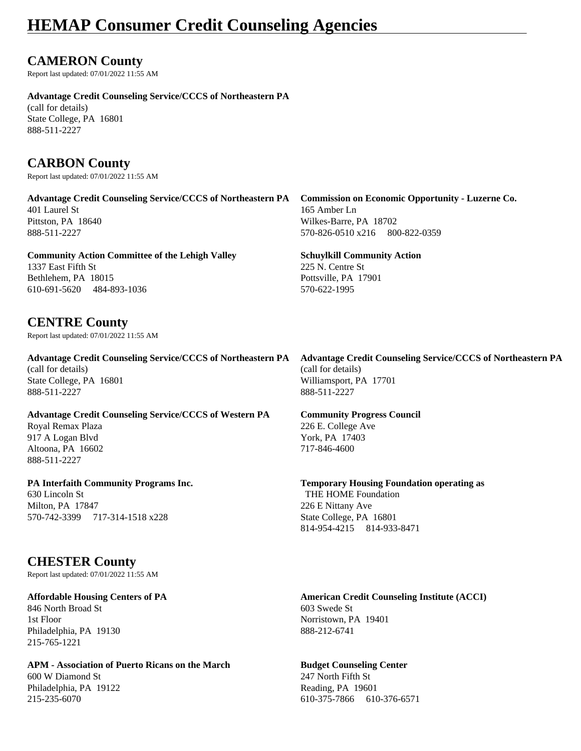# HEMAP Consumer Credit Counseling Agencies

## CAMERON County

Report last updated: 07/01/2022 11:55 AM

**Advantage Credit Counseling Service/CCCS of Northeastern PA**
(call for details)
State College, PA 16801
888-511-2227

## CARBON County

Report last updated: 07/01/2022 11:55 AM

**Advantage Credit Counseling Service/CCCS of Northeastern PA**
401 Laurel St
Pittston, PA 18640
888-511-2227

**Commission on Economic Opportunity - Luzerne Co.**
165 Amber Ln
Wilkes-Barre, PA 18702
570-826-0510 x216     800-822-0359

**Community Action Committee of the Lehigh Valley**
1337 East Fifth St
Bethlehem, PA 18015
610-691-5620     484-893-1036

**Schuylkill Community Action**
225 N. Centre St
Pottsville, PA 17901
570-622-1995

## CENTRE County

Report last updated: 07/01/2022 11:55 AM

**Advantage Credit Counseling Service/CCCS of Northeastern PA**
(call for details)
State College, PA 16801
888-511-2227

**Advantage Credit Counseling Service/CCCS of Northeastern PA**
(call for details)
Williamsport, PA 17701
888-511-2227

**Advantage Credit Counseling Service/CCCS of Western PA**
Royal Remax Plaza
917 A Logan Blvd
Altoona, PA 16602
888-511-2227

**Community Progress Council**
226 E. College Ave
York, PA 17403
717-846-4600

**PA Interfaith Community Programs Inc.**
630 Lincoln St
Milton, PA 17847
570-742-3399     717-314-1518 x228

**Temporary Housing Foundation operating as**
THE HOME Foundation
226 E Nittany Ave
State College, PA 16801
814-954-4215     814-933-8471

## CHESTER County

Report last updated: 07/01/2022 11:55 AM

**Affordable Housing Centers of PA**
846 North Broad St
1st Floor
Philadelphia, PA 19130
215-765-1221

**American Credit Counseling Institute (ACCI)**
603 Swede St
Norristown, PA 19401
888-212-6741

**APM - Association of Puerto Ricans on the March**
600 W Diamond St
Philadelphia, PA 19122
215-235-6070

**Budget Counseling Center**
247 North Fifth St
Reading, PA 19601
610-375-7866     610-376-6571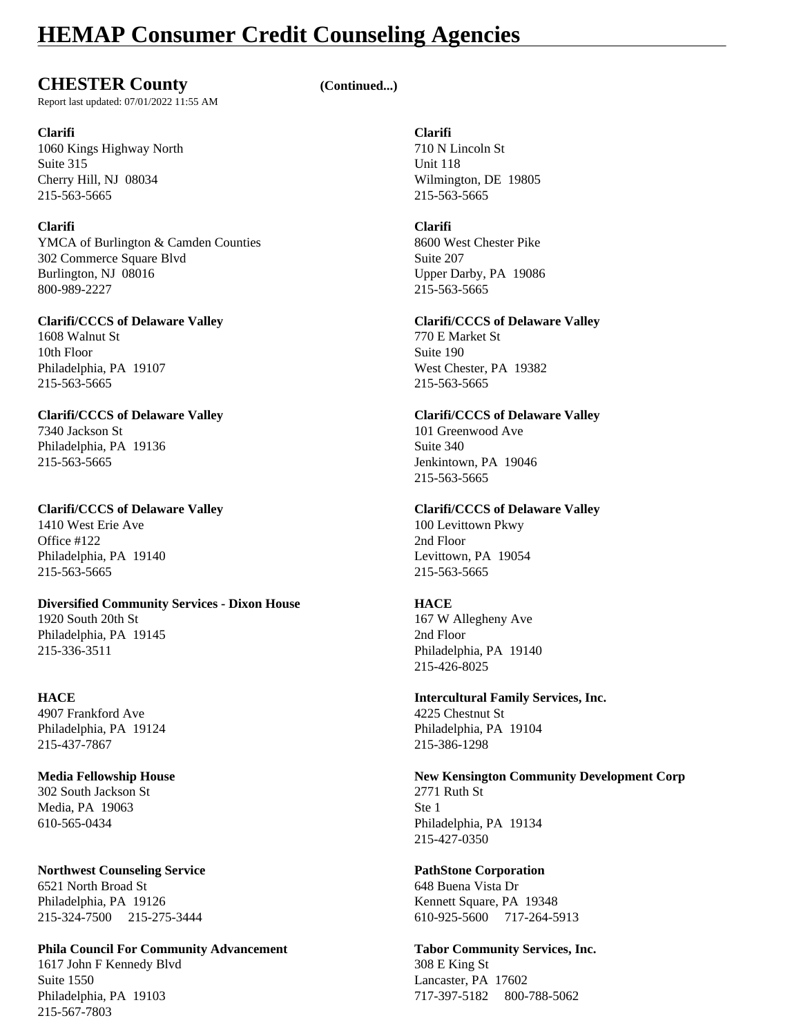# HEMAP Consumer Credit Counseling Agencies

## CHESTER County (Continued...)

Report last updated: 07/01/2022 11:55 AM

**Clarifi**
1060 Kings Highway North
Suite 315
Cherry Hill, NJ 08034
215-563-5665

**Clarifi**
710 N Lincoln St
Unit 118
Wilmington, DE 19805
215-563-5665

**Clarifi**
YMCA of Burlington & Camden Counties
302 Commerce Square Blvd
Burlington, NJ 08016
800-989-2227

**Clarifi**
8600 West Chester Pike
Suite 207
Upper Darby, PA 19086
215-563-5665

**Clarifi/CCCS of Delaware Valley**
1608 Walnut St
10th Floor
Philadelphia, PA 19107
215-563-5665

**Clarifi/CCCS of Delaware Valley**
770 E Market St
Suite 190
West Chester, PA 19382
215-563-5665

**Clarifi/CCCS of Delaware Valley**
7340 Jackson St
Philadelphia, PA 19136
215-563-5665

**Clarifi/CCCS of Delaware Valley**
101 Greenwood Ave
Suite 340
Jenkintown, PA 19046
215-563-5665

**Clarifi/CCCS of Delaware Valley**
1410 West Erie Ave
Office #122
Philadelphia, PA 19140
215-563-5665

**Clarifi/CCCS of Delaware Valley**
100 Levittown Pkwy
2nd Floor
Levittown, PA 19054
215-563-5665

**Diversified Community Services - Dixon House**
1920 South 20th St
Philadelphia, PA 19145
215-336-3511

**HACE**
167 W Allegheny Ave
2nd Floor
Philadelphia, PA 19140
215-426-8025

**HACE**
4907 Frankford Ave
Philadelphia, PA 19124
215-437-7867

**Intercultural Family Services, Inc.**
4225 Chestnut St
Philadelphia, PA 19104
215-386-1298

**Media Fellowship House**
302 South Jackson St
Media, PA 19063
610-565-0434

**New Kensington Community Development Corp**
2771 Ruth St
Ste 1
Philadelphia, PA 19134
215-427-0350

**Northwest Counseling Service**
6521 North Broad St
Philadelphia, PA 19126
215-324-7500 215-275-3444

**PathStone Corporation**
648 Buena Vista Dr
Kennett Square, PA 19348
610-925-5600 717-264-5913

**Phila Council For Community Advancement**
1617 John F Kennedy Blvd
Suite 1550
Philadelphia, PA 19103
215-567-7803

**Tabor Community Services, Inc.**
308 E King St
Lancaster, PA 17602
717-397-5182 800-788-5062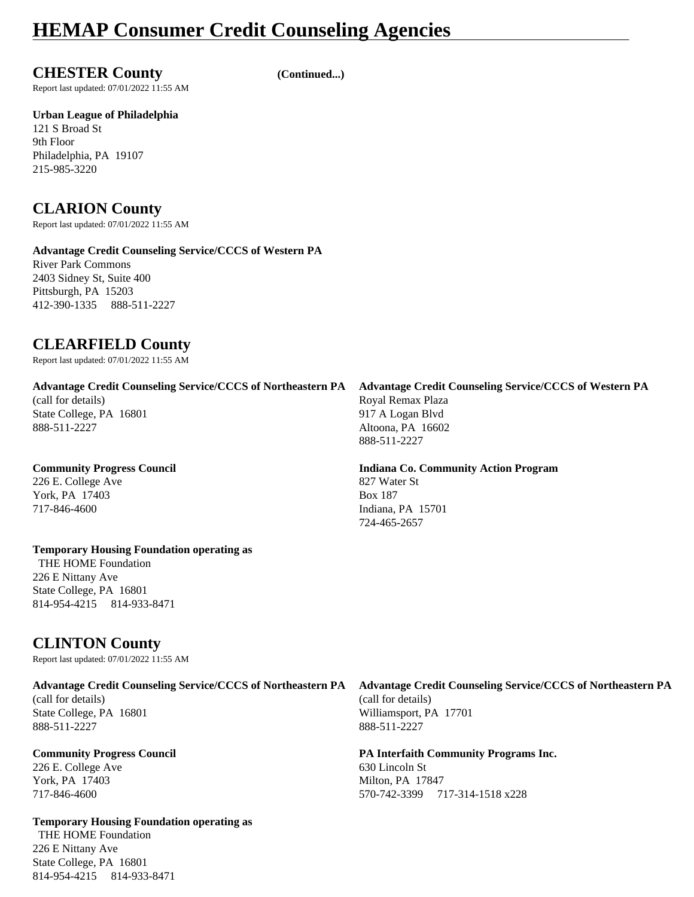# HEMAP Consumer Credit Counseling Agencies

## CHESTER County (Continued...)

Report last updated: 07/01/2022 11:55 AM

**Urban League of Philadelphia**
121 S Broad St
9th Floor
Philadelphia, PA 19107
215-985-3220

## CLARION County

Report last updated: 07/01/2022 11:55 AM

**Advantage Credit Counseling Service/CCCS of Western PA**
River Park Commons
2403 Sidney St, Suite 400
Pittsburgh, PA 15203
412-390-1335 888-511-2227

## CLEARFIELD County

Report last updated: 07/01/2022 11:55 AM

**Advantage Credit Counseling Service/CCCS of Northeastern PA**
(call for details)
State College, PA 16801
888-511-2227

**Advantage Credit Counseling Service/CCCS of Western PA**
Royal Remax Plaza
917 A Logan Blvd
Altoona, PA 16602
888-511-2227

**Community Progress Council**
226 E. College Ave
York, PA 17403
717-846-4600

**Indiana Co. Community Action Program**
827 Water St
Box 187
Indiana, PA 15701
724-465-2657

**Temporary Housing Foundation operating as**
THE HOME Foundation
226 E Nittany Ave
State College, PA 16801
814-954-4215 814-933-8471

## CLINTON County

Report last updated: 07/01/2022 11:55 AM

**Advantage Credit Counseling Service/CCCS of Northeastern PA**
(call for details)
State College, PA 16801
888-511-2227

**Advantage Credit Counseling Service/CCCS of Northeastern PA**
(call for details)
Williamsport, PA 17701
888-511-2227

**Community Progress Council**
226 E. College Ave
York, PA 17403
717-846-4600

**PA Interfaith Community Programs Inc.**
630 Lincoln St
Milton, PA 17847
570-742-3399 717-314-1518 x228

**Temporary Housing Foundation operating as**
THE HOME Foundation
226 E Nittany Ave
State College, PA 16801
814-954-4215 814-933-8471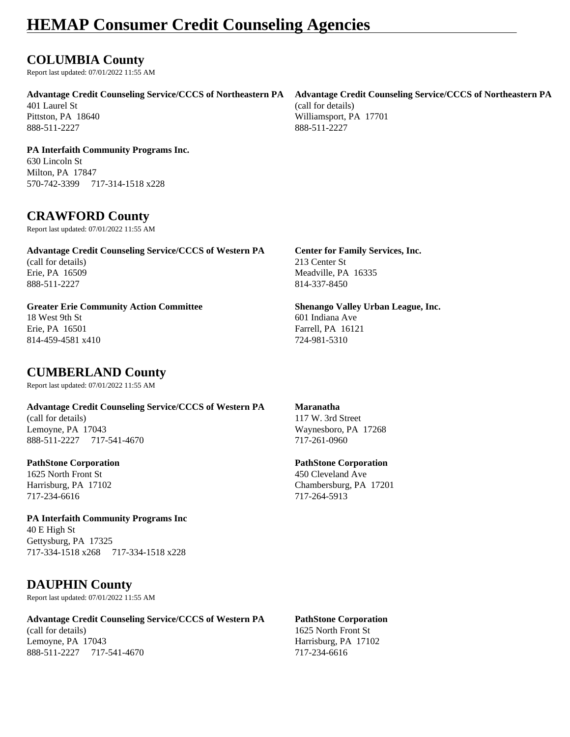# HEMAP Consumer Credit Counseling Agencies

## COLUMBIA County

Report last updated: 07/01/2022 11:55 AM

**Advantage Credit Counseling Service/CCCS of Northeastern PA**
401 Laurel St
Pittston, PA 18640
888-511-2227

**Advantage Credit Counseling Service/CCCS of Northeastern PA**
(call for details)
Williamsport, PA 17701
888-511-2227

**PA Interfaith Community Programs Inc.**
630 Lincoln St
Milton, PA 17847
570-742-3399 717-314-1518 x228

## CRAWFORD County

Report last updated: 07/01/2022 11:55 AM

**Advantage Credit Counseling Service/CCCS of Western PA**
(call for details)
Erie, PA 16509
888-511-2227

**Center for Family Services, Inc.**
213 Center St
Meadville, PA 16335
814-337-8450

**Greater Erie Community Action Committee**
18 West 9th St
Erie, PA 16501
814-459-4581 x410

**Shenango Valley Urban League, Inc.**
601 Indiana Ave
Farrell, PA 16121
724-981-5310

## CUMBERLAND County

Report last updated: 07/01/2022 11:55 AM

**Advantage Credit Counseling Service/CCCS of Western PA**
(call for details)
Lemoyne, PA 17043
888-511-2227 717-541-4670

**Maranatha**
117 W. 3rd Street
Waynesboro, PA 17268
717-261-0960

**PathStone Corporation**
1625 North Front St
Harrisburg, PA 17102
717-234-6616

**PathStone Corporation**
450 Cleveland Ave
Chambersburg, PA 17201
717-264-5913

**PA Interfaith Community Programs Inc**
40 E High St
Gettysburg, PA 17325
717-334-1518 x268 717-334-1518 x228

## DAUPHIN County

Report last updated: 07/01/2022 11:55 AM

**Advantage Credit Counseling Service/CCCS of Western PA**
(call for details)
Lemoyne, PA 17043
888-511-2227 717-541-4670

**PathStone Corporation**
1625 North Front St
Harrisburg, PA 17102
717-234-6616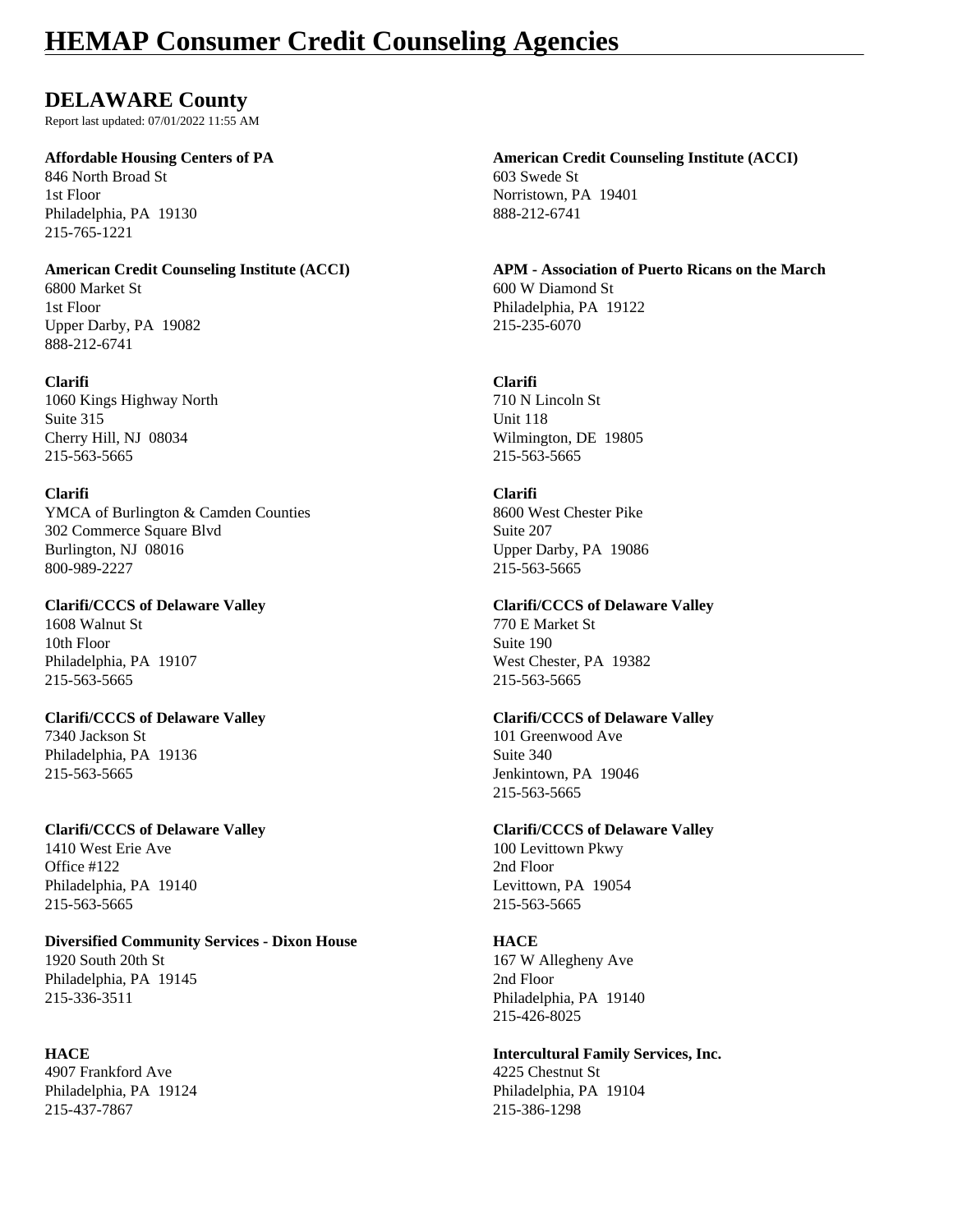# HEMAP Consumer Credit Counseling Agencies

## DELAWARE County

Report last updated: 07/01/2022 11:55 AM

**Affordable Housing Centers of PA**
846 North Broad St
1st Floor
Philadelphia, PA 19130
215-765-1221

**American Credit Counseling Institute (ACCI)**
603 Swede St
Norristown, PA 19401
888-212-6741

**American Credit Counseling Institute (ACCI)**
6800 Market St
1st Floor
Upper Darby, PA 19082
888-212-6741

**APM - Association of Puerto Ricans on the March**
600 W Diamond St
Philadelphia, PA 19122
215-235-6070

**Clarifi**
1060 Kings Highway North
Suite 315
Cherry Hill, NJ 08034
215-563-5665

**Clarifi**
710 N Lincoln St
Unit 118
Wilmington, DE 19805
215-563-5665

**Clarifi**
YMCA of Burlington & Camden Counties
302 Commerce Square Blvd
Burlington, NJ 08016
800-989-2227

**Clarifi**
8600 West Chester Pike
Suite 207
Upper Darby, PA 19086
215-563-5665

**Clarifi/CCCS of Delaware Valley**
1608 Walnut St
10th Floor
Philadelphia, PA 19107
215-563-5665

**Clarifi/CCCS of Delaware Valley**
770 E Market St
Suite 190
West Chester, PA 19382
215-563-5665

**Clarifi/CCCS of Delaware Valley**
7340 Jackson St
Philadelphia, PA 19136
215-563-5665

**Clarifi/CCCS of Delaware Valley**
101 Greenwood Ave
Suite 340
Jenkintown, PA 19046
215-563-5665

**Clarifi/CCCS of Delaware Valley**
1410 West Erie Ave
Office #122
Philadelphia, PA 19140
215-563-5665

**Clarifi/CCCS of Delaware Valley**
100 Levittown Pkwy
2nd Floor
Levittown, PA 19054
215-563-5665

**Diversified Community Services - Dixon House**
1920 South 20th St
Philadelphia, PA 19145
215-336-3511

**HACE**
167 W Allegheny Ave
2nd Floor
Philadelphia, PA 19140
215-426-8025

**HACE**
4907 Frankford Ave
Philadelphia, PA 19124
215-437-7867

**Intercultural Family Services, Inc.**
4225 Chestnut St
Philadelphia, PA 19104
215-386-1298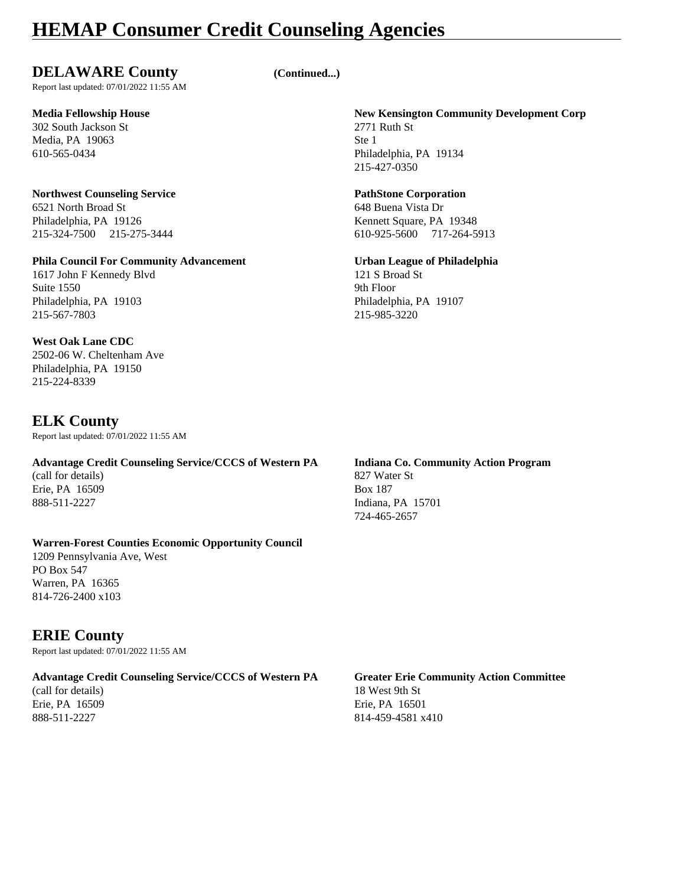# HEMAP Consumer Credit Counseling Agencies

## DELAWARE County (Continued...)

Report last updated: 07/01/2022 11:55 AM

**Media Fellowship House**
302 South Jackson St
Media, PA 19063
610-565-0434

**New Kensington Community Development Corp**
2771 Ruth St
Ste 1
Philadelphia, PA 19134
215-427-0350

**Northwest Counseling Service**
6521 North Broad St
Philadelphia, PA 19126
215-324-7500 215-275-3444

**PathStone Corporation**
648 Buena Vista Dr
Kennett Square, PA 19348
610-925-5600 717-264-5913

**Phila Council For Community Advancement**
1617 John F Kennedy Blvd
Suite 1550
Philadelphia, PA 19103
215-567-7803

**Urban League of Philadelphia**
121 S Broad St
9th Floor
Philadelphia, PA 19107
215-985-3220

**West Oak Lane CDC**
2502-06 W. Cheltenham Ave
Philadelphia, PA 19150
215-224-8339

## ELK County

Report last updated: 07/01/2022 11:55 AM

**Advantage Credit Counseling Service/CCCS of Western PA**
(call for details)
Erie, PA 16509
888-511-2227

**Indiana Co. Community Action Program**
827 Water St
Box 187
Indiana, PA 15701
724-465-2657

**Warren-Forest Counties Economic Opportunity Council**
1209 Pennsylvania Ave, West
PO Box 547
Warren, PA 16365
814-726-2400 x103

## ERIE County

Report last updated: 07/01/2022 11:55 AM

**Advantage Credit Counseling Service/CCCS of Western PA**
(call for details)
Erie, PA 16509
888-511-2227

**Greater Erie Community Action Committee**
18 West 9th St
Erie, PA 16501
814-459-4581 x410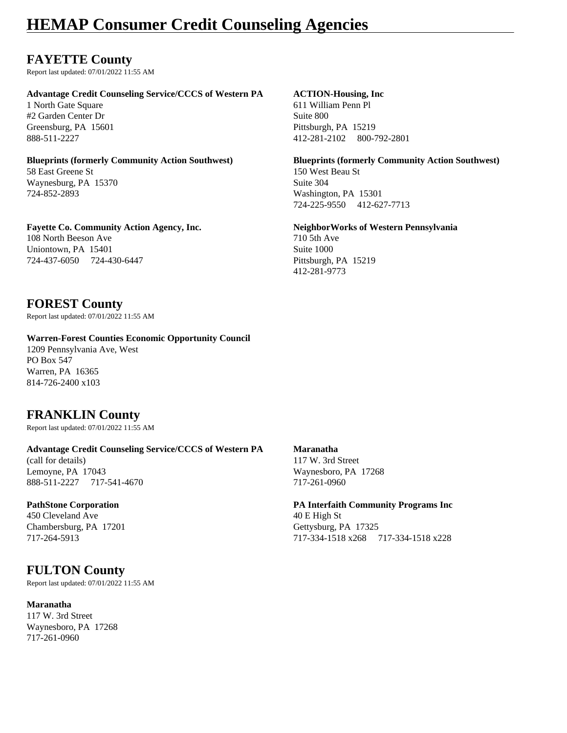# HEMAP Consumer Credit Counseling Agencies

## FAYETTE County

Report last updated: 07/01/2022 11:55 AM

**Advantage Credit Counseling Service/CCCS of Western PA**
1 North Gate Square
#2 Garden Center Dr
Greensburg, PA 15601
888-511-2227

**ACTION-Housing, Inc**
611 William Penn Pl
Suite 800
Pittsburgh, PA 15219
412-281-2102 800-792-2801

**Blueprints (formerly Community Action Southwest)**
58 East Greene St
Waynesburg, PA 15370
724-852-2893

**Blueprints (formerly Community Action Southwest)**
150 West Beau St
Suite 304
Washington, PA 15301
724-225-9550 412-627-7713

**Fayette Co. Community Action Agency, Inc.**
108 North Beeson Ave
Uniontown, PA 15401
724-437-6050 724-430-6447

**NeighborWorks of Western Pennsylvania**
710 5th Ave
Suite 1000
Pittsburgh, PA 15219
412-281-9773

## FOREST County

Report last updated: 07/01/2022 11:55 AM

**Warren-Forest Counties Economic Opportunity Council**
1209 Pennsylvania Ave, West
PO Box 547
Warren, PA 16365
814-726-2400 x103

## FRANKLIN County

Report last updated: 07/01/2022 11:55 AM

**Advantage Credit Counseling Service/CCCS of Western PA**
(call for details)
Lemoyne, PA 17043
888-511-2227 717-541-4670

**Maranatha**
117 W. 3rd Street
Waynesboro, PA 17268
717-261-0960

**PathStone Corporation**
450 Cleveland Ave
Chambersburg, PA 17201
717-264-5913

**PA Interfaith Community Programs Inc**
40 E High St
Gettysburg, PA 17325
717-334-1518 x268 717-334-1518 x228

## FULTON County

Report last updated: 07/01/2022 11:55 AM

**Maranatha**
117 W. 3rd Street
Waynesboro, PA 17268
717-261-0960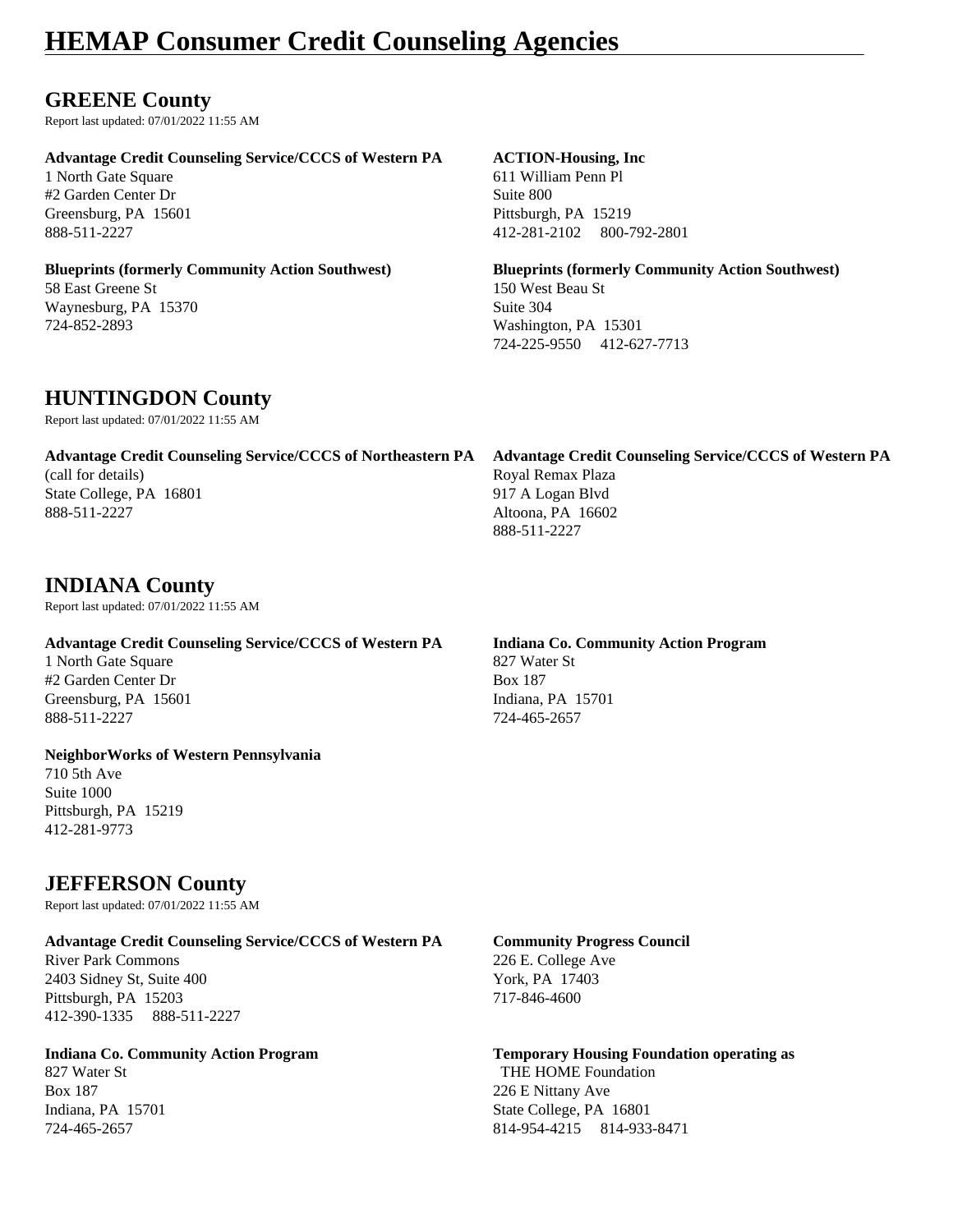# HEMAP Consumer Credit Counseling Agencies

## GREENE County

Report last updated: 07/01/2022 11:55 AM

**Advantage Credit Counseling Service/CCCS of Western PA**
1 North Gate Square
#2 Garden Center Dr
Greensburg, PA 15601
888-511-2227

**ACTION-Housing, Inc**
611 William Penn Pl
Suite 800
Pittsburgh, PA 15219
412-281-2102 800-792-2801

**Blueprints (formerly Community Action Southwest)**
58 East Greene St
Waynesburg, PA 15370
724-852-2893

**Blueprints (formerly Community Action Southwest)**
150 West Beau St
Suite 304
Washington, PA 15301
724-225-9550 412-627-7713

## HUNTINGDON County

Report last updated: 07/01/2022 11:55 AM

**Advantage Credit Counseling Service/CCCS of Northeastern PA**
(call for details)
State College, PA 16801
888-511-2227

**Advantage Credit Counseling Service/CCCS of Western PA**
Royal Remax Plaza
917 A Logan Blvd
Altoona, PA 16602
888-511-2227

## INDIANA County

Report last updated: 07/01/2022 11:55 AM

**Advantage Credit Counseling Service/CCCS of Western PA**
1 North Gate Square
#2 Garden Center Dr
Greensburg, PA 15601
888-511-2227

**Indiana Co. Community Action Program**
827 Water St
Box 187
Indiana, PA 15701
724-465-2657

**NeighborWorks of Western Pennsylvania**
710 5th Ave
Suite 1000
Pittsburgh, PA 15219
412-281-9773

## JEFFERSON County

Report last updated: 07/01/2022 11:55 AM

**Advantage Credit Counseling Service/CCCS of Western PA**
River Park Commons
2403 Sidney St, Suite 400
Pittsburgh, PA 15203
412-390-1335 888-511-2227

**Community Progress Council**
226 E. College Ave
York, PA 17403
717-846-4600

**Indiana Co. Community Action Program**
827 Water St
Box 187
Indiana, PA 15701
724-465-2657

**Temporary Housing Foundation operating as**
THE HOME Foundation
226 E Nittany Ave
State College, PA 16801
814-954-4215 814-933-8471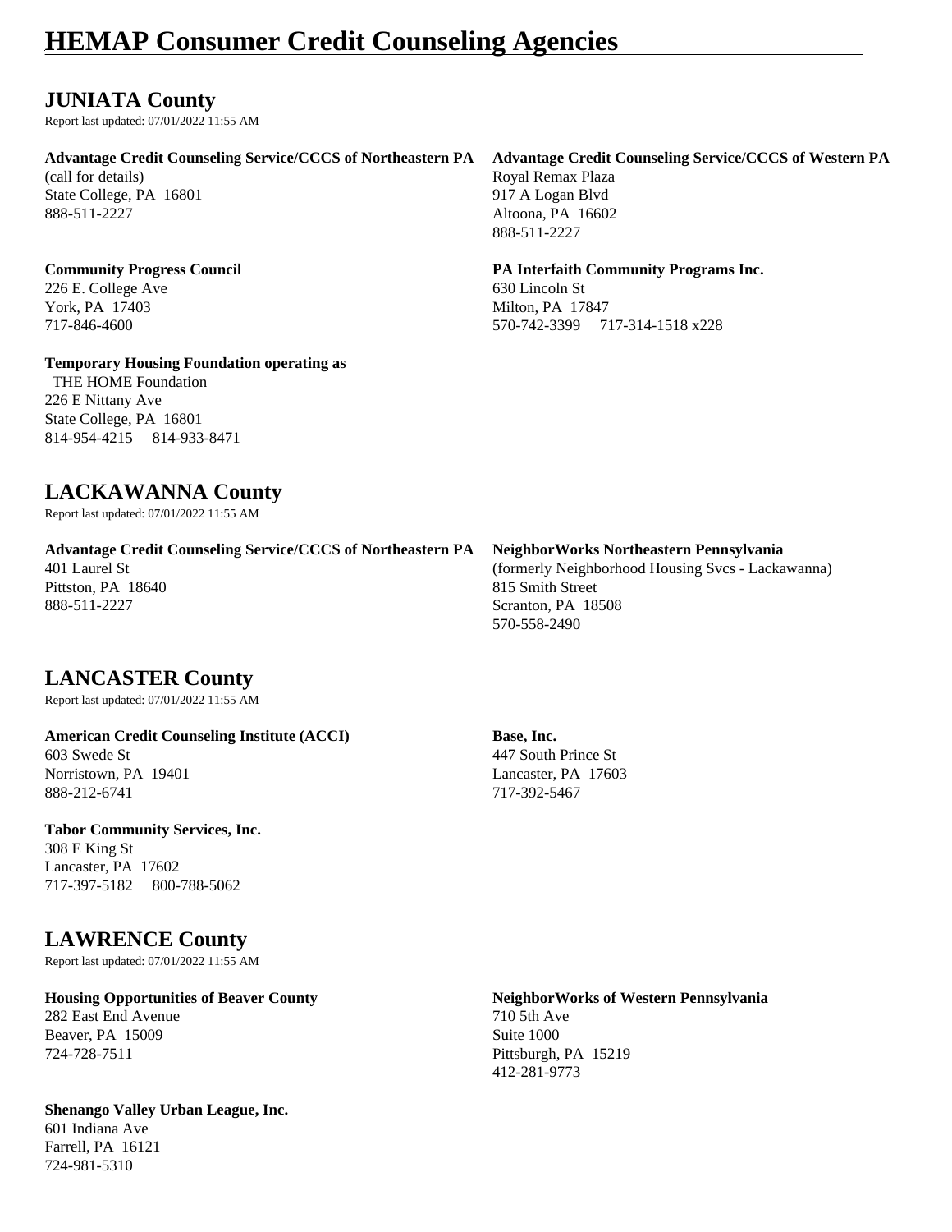# HEMAP Consumer Credit Counseling Agencies

## JUNIATA County

Report last updated: 07/01/2022 11:55 AM

**Advantage Credit Counseling Service/CCCS of Northeastern PA**
(call for details)
State College, PA 16801
888-511-2227

**Advantage Credit Counseling Service/CCCS of Western PA**
Royal Remax Plaza
917 A Logan Blvd
Altoona, PA 16602
888-511-2227

**Community Progress Council**
226 E. College Ave
York, PA 17403
717-846-4600

**PA Interfaith Community Programs Inc.**
630 Lincoln St
Milton, PA 17847
570-742-3399 717-314-1518 x228

**Temporary Housing Foundation operating as**
THE HOME Foundation
226 E Nittany Ave
State College, PA 16801
814-954-4215 814-933-8471

## LACKAWANNA County

Report last updated: 07/01/2022 11:55 AM

**Advantage Credit Counseling Service/CCCS of Northeastern PA**
401 Laurel St
Pittston, PA 18640
888-511-2227

**NeighborWorks Northeastern Pennsylvania**
(formerly Neighborhood Housing Svcs - Lackawanna)
815 Smith Street
Scranton, PA 18508
570-558-2490

## LANCASTER County

Report last updated: 07/01/2022 11:55 AM

**American Credit Counseling Institute (ACCI)**
603 Swede St
Norristown, PA 19401
888-212-6741

**Base, Inc.**
447 South Prince St
Lancaster, PA 17603
717-392-5467

**Tabor Community Services, Inc.**
308 E King St
Lancaster, PA 17602
717-397-5182 800-788-5062

## LAWRENCE County

Report last updated: 07/01/2022 11:55 AM

**Housing Opportunities of Beaver County**
282 East End Avenue
Beaver, PA 15009
724-728-7511

**NeighborWorks of Western Pennsylvania**
710 5th Ave
Suite 1000
Pittsburgh, PA 15219
412-281-9773

**Shenango Valley Urban League, Inc.**
601 Indiana Ave
Farrell, PA 16121
724-981-5310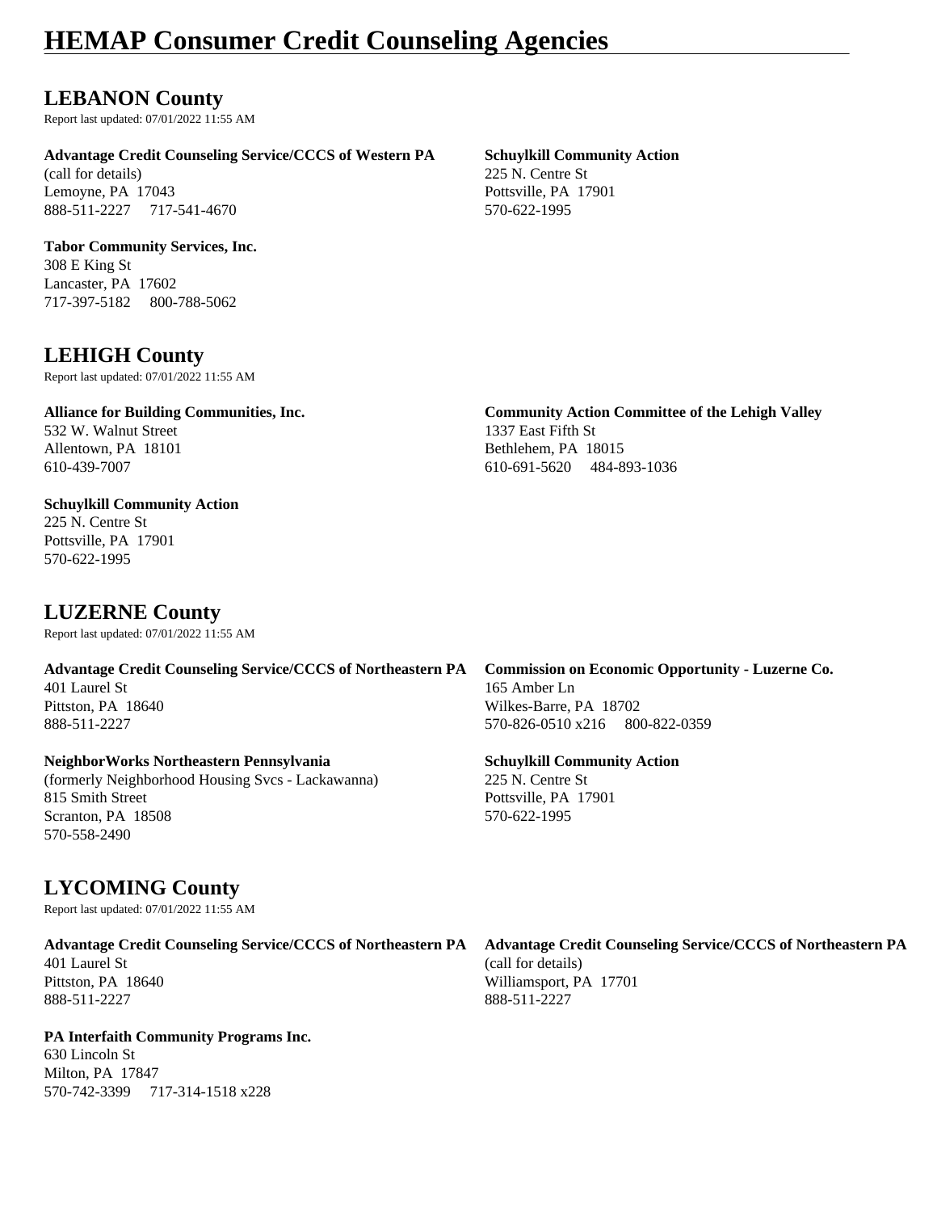# HEMAP Consumer Credit Counseling Agencies

## LEBANON County

Report last updated: 07/01/2022 11:55 AM

**Advantage Credit Counseling Service/CCCS of Western PA**
(call for details)
Lemoyne, PA 17043
888-511-2227 717-541-4670

**Schuylkill Community Action**
225 N. Centre St
Pottsville, PA 17901
570-622-1995

**Tabor Community Services, Inc.**
308 E King St
Lancaster, PA 17602
717-397-5182 800-788-5062

## LEHIGH County

Report last updated: 07/01/2022 11:55 AM

**Alliance for Building Communities, Inc.**
532 W. Walnut Street
Allentown, PA 18101
610-439-7007

**Community Action Committee of the Lehigh Valley**
1337 East Fifth St
Bethlehem, PA 18015
610-691-5620 484-893-1036

**Schuylkill Community Action**
225 N. Centre St
Pottsville, PA 17901
570-622-1995

## LUZERNE County

Report last updated: 07/01/2022 11:55 AM

**Advantage Credit Counseling Service/CCCS of Northeastern PA**
401 Laurel St
Pittston, PA 18640
888-511-2227

**Commission on Economic Opportunity - Luzerne Co.**
165 Amber Ln
Wilkes-Barre, PA 18702
570-826-0510 x216 800-822-0359

**NeighborWorks Northeastern Pennsylvania**
(formerly Neighborhood Housing Svcs - Lackawanna)
815 Smith Street
Scranton, PA 18508
570-558-2490

**Schuylkill Community Action**
225 N. Centre St
Pottsville, PA 17901
570-622-1995

## LYCOMING County

Report last updated: 07/01/2022 11:55 AM

**Advantage Credit Counseling Service/CCCS of Northeastern PA**
401 Laurel St
Pittston, PA 18640
888-511-2227

**Advantage Credit Counseling Service/CCCS of Northeastern PA**
(call for details)
Williamsport, PA 17701
888-511-2227

**PA Interfaith Community Programs Inc.**
630 Lincoln St
Milton, PA 17847
570-742-3399 717-314-1518 x228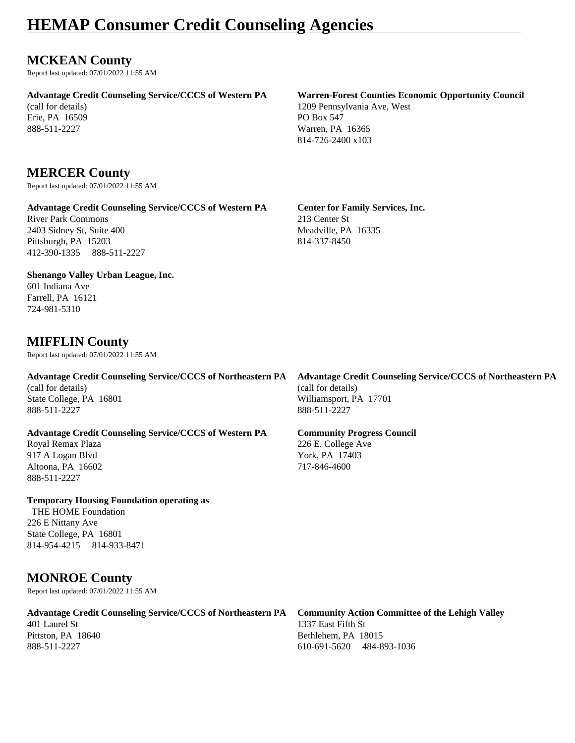# HEMAP Consumer Credit Counseling Agencies

## MCKEAN County

Report last updated: 07/01/2022 11:55 AM

**Advantage Credit Counseling Service/CCCS of Western PA**
(call for details)
Erie, PA 16509
888-511-2227

**Warren-Forest Counties Economic Opportunity Council**
1209 Pennsylvania Ave, West
PO Box 547
Warren, PA 16365
814-726-2400 x103

## MERCER County

Report last updated: 07/01/2022 11:55 AM

**Advantage Credit Counseling Service/CCCS of Western PA**
River Park Commons
2403 Sidney St, Suite 400
Pittsburgh, PA 15203
412-390-1335 888-511-2227

**Center for Family Services, Inc.**
213 Center St
Meadville, PA 16335
814-337-8450

**Shenango Valley Urban League, Inc.**
601 Indiana Ave
Farrell, PA 16121
724-981-5310

## MIFFLIN County

Report last updated: 07/01/2022 11:55 AM

**Advantage Credit Counseling Service/CCCS of Northeastern PA**
(call for details)
State College, PA 16801
888-511-2227

**Advantage Credit Counseling Service/CCCS of Northeastern PA**
(call for details)
Williamsport, PA 17701
888-511-2227

**Advantage Credit Counseling Service/CCCS of Western PA**
Royal Remax Plaza
917 A Logan Blvd
Altoona, PA 16602
888-511-2227

**Community Progress Council**
226 E. College Ave
York, PA 17403
717-846-4600

**Temporary Housing Foundation operating as**
THE HOME Foundation
226 E Nittany Ave
State College, PA 16801
814-954-4215 814-933-8471

## MONROE County

Report last updated: 07/01/2022 11:55 AM

**Advantage Credit Counseling Service/CCCS of Northeastern PA**
401 Laurel St
Pittston, PA 18640
888-511-2227

**Community Action Committee of the Lehigh Valley**
1337 East Fifth St
Bethlehem, PA 18015
610-691-5620 484-893-1036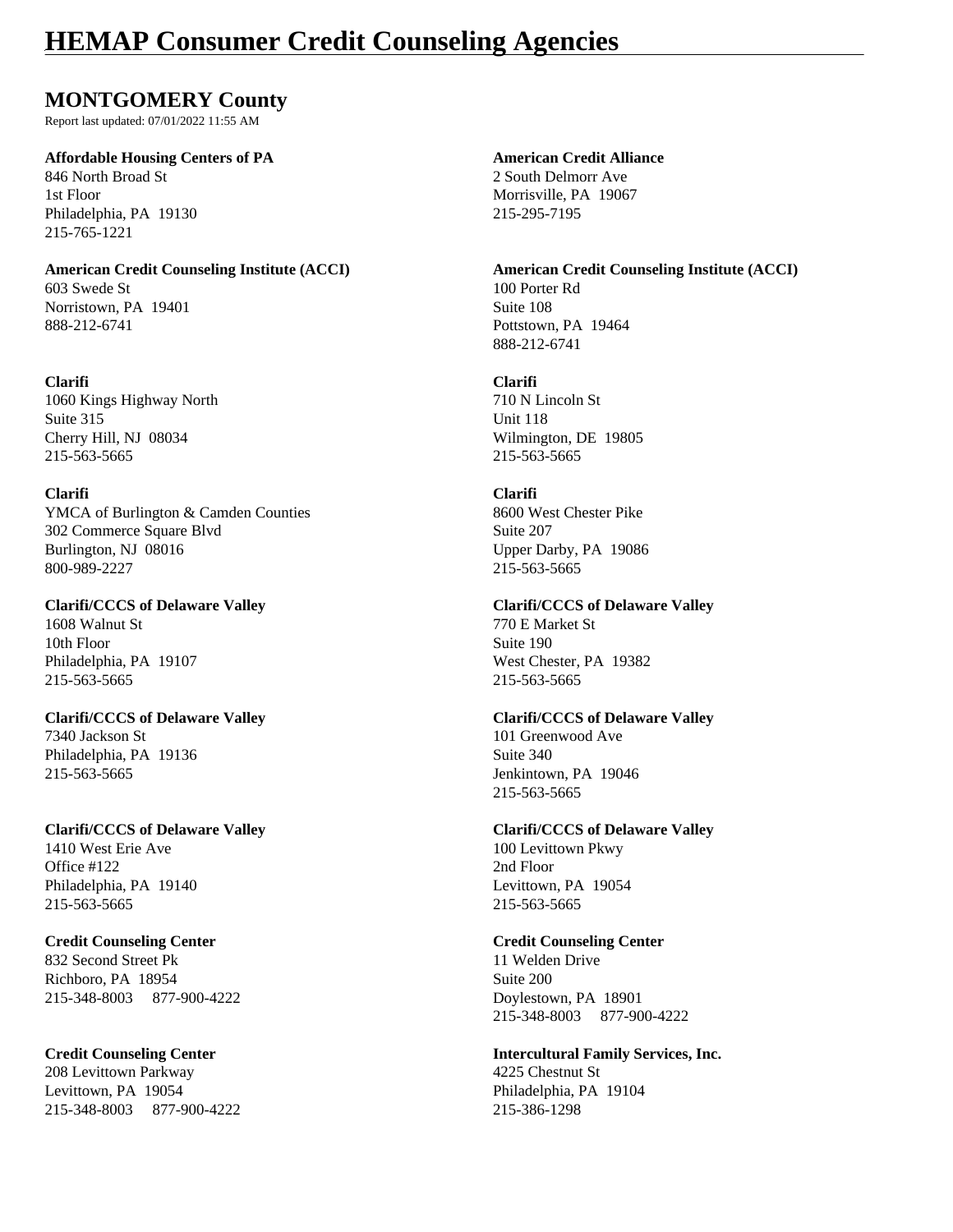# HEMAP Consumer Credit Counseling Agencies

## MONTGOMERY County

Report last updated: 07/01/2022 11:55 AM

**Affordable Housing Centers of PA**
846 North Broad St
1st Floor
Philadelphia, PA 19130
215-765-1221

**American Credit Alliance**
2 South Delmorr Ave
Morrisville, PA 19067
215-295-7195

**American Credit Counseling Institute (ACCI)**
603 Swede St
Norristown, PA 19401
888-212-6741

**American Credit Counseling Institute (ACCI)**
100 Porter Rd
Suite 108
Pottstown, PA 19464
888-212-6741

**Clarifi**
1060 Kings Highway North
Suite 315
Cherry Hill, NJ 08034
215-563-5665

**Clarifi**
710 N Lincoln St
Unit 118
Wilmington, DE 19805
215-563-5665

**Clarifi**
YMCA of Burlington & Camden Counties
302 Commerce Square Blvd
Burlington, NJ 08016
800-989-2227

**Clarifi**
8600 West Chester Pike
Suite 207
Upper Darby, PA 19086
215-563-5665

**Clarifi/CCCS of Delaware Valley**
1608 Walnut St
10th Floor
Philadelphia, PA 19107
215-563-5665

**Clarifi/CCCS of Delaware Valley**
770 E Market St
Suite 190
West Chester, PA 19382
215-563-5665

**Clarifi/CCCS of Delaware Valley**
7340 Jackson St
Philadelphia, PA 19136
215-563-5665

**Clarifi/CCCS of Delaware Valley**
101 Greenwood Ave
Suite 340
Jenkintown, PA 19046
215-563-5665

**Clarifi/CCCS of Delaware Valley**
1410 West Erie Ave
Office #122
Philadelphia, PA 19140
215-563-5665

**Clarifi/CCCS of Delaware Valley**
100 Levittown Pkwy
2nd Floor
Levittown, PA 19054
215-563-5665

**Credit Counseling Center**
832 Second Street Pk
Richboro, PA 18954
215-348-8003 877-900-4222

**Credit Counseling Center**
11 Welden Drive
Suite 200
Doylestown, PA 18901
215-348-8003 877-900-4222

**Credit Counseling Center**
208 Levittown Parkway
Levittown, PA 19054
215-348-8003 877-900-4222

**Intercultural Family Services, Inc.**
4225 Chestnut St
Philadelphia, PA 19104
215-386-1298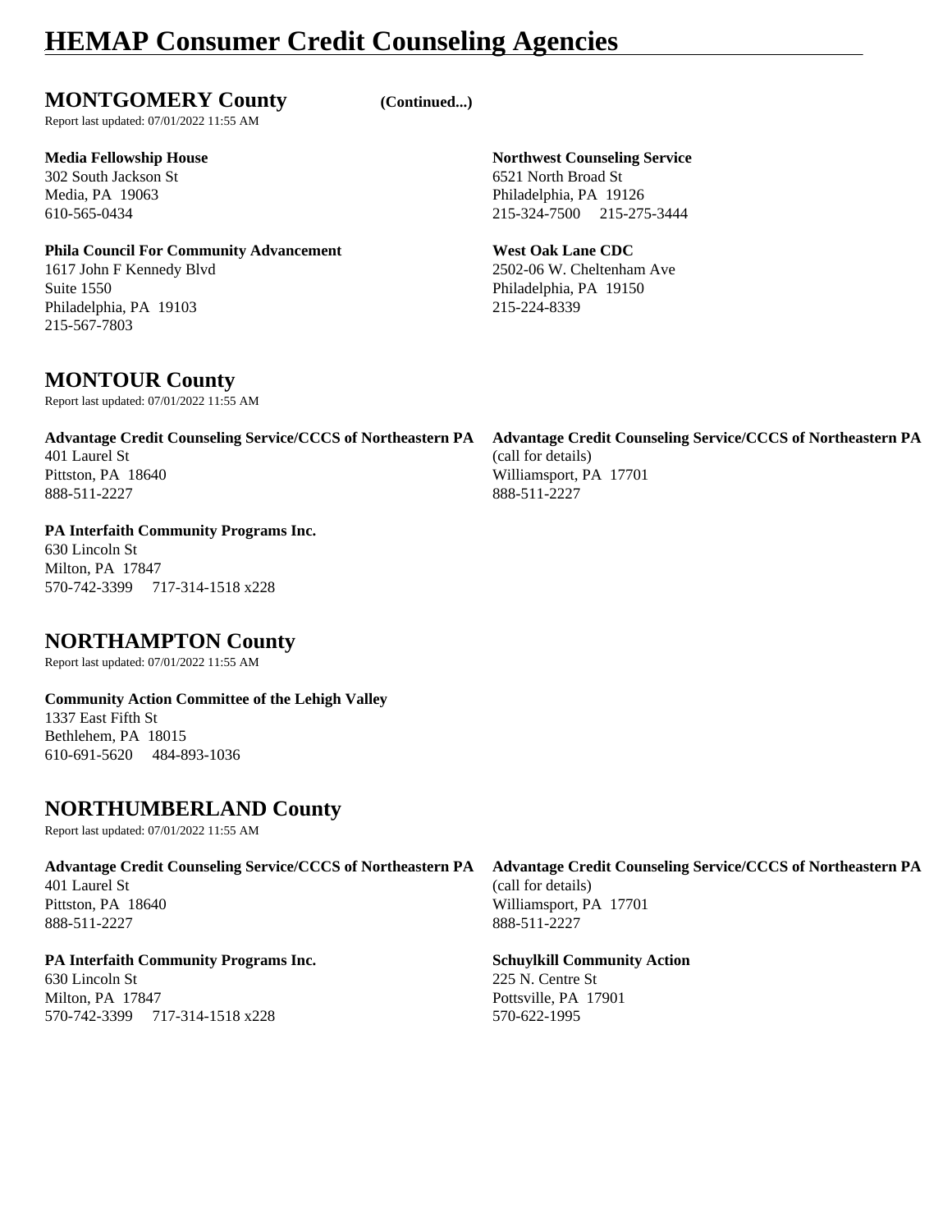# HEMAP Consumer Credit Counseling Agencies

## MONTGOMERY County (Continued...)

Report last updated: 07/01/2022 11:55 AM

**Media Fellowship House**
302 South Jackson St
Media, PA 19063
610-565-0434

**Northwest Counseling Service**
6521 North Broad St
Philadelphia, PA 19126
215-324-7500 215-275-3444

**Phila Council For Community Advancement**
1617 John F Kennedy Blvd
Suite 1550
Philadelphia, PA 19103
215-567-7803

**West Oak Lane CDC**
2502-06 W. Cheltenham Ave
Philadelphia, PA 19150
215-224-8339

## MONTOUR County

Report last updated: 07/01/2022 11:55 AM

**Advantage Credit Counseling Service/CCCS of Northeastern PA**
401 Laurel St
Pittston, PA 18640
888-511-2227

**Advantage Credit Counseling Service/CCCS of Northeastern PA**
(call for details)
Williamsport, PA 17701
888-511-2227

**PA Interfaith Community Programs Inc.**
630 Lincoln St
Milton, PA 17847
570-742-3399 717-314-1518 x228

## NORTHAMPTON County

Report last updated: 07/01/2022 11:55 AM

**Community Action Committee of the Lehigh Valley**
1337 East Fifth St
Bethlehem, PA 18015
610-691-5620 484-893-1036

## NORTHUMBERLAND County

Report last updated: 07/01/2022 11:55 AM

**Advantage Credit Counseling Service/CCCS of Northeastern PA**
401 Laurel St
Pittston, PA 18640
888-511-2227

**Advantage Credit Counseling Service/CCCS of Northeastern PA**
(call for details)
Williamsport, PA 17701
888-511-2227

**PA Interfaith Community Programs Inc.**
630 Lincoln St
Milton, PA 17847
570-742-3399 717-314-1518 x228

**Schuylkill Community Action**
225 N. Centre St
Pottsville, PA 17901
570-622-1995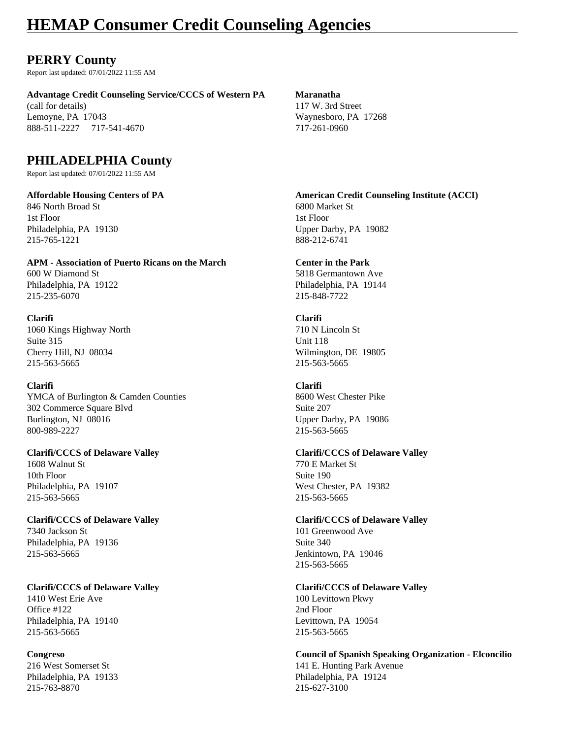# HEMAP Consumer Credit Counseling Agencies

## PERRY County

Report last updated: 07/01/2022 11:55 AM

**Advantage Credit Counseling Service/CCCS of Western PA**
(call for details)
Lemoyne, PA 17043
888-511-2227 717-541-4670

**Maranatha**
117 W. 3rd Street
Waynesboro, PA 17268
717-261-0960

## PHILADELPHIA County

Report last updated: 07/01/2022 11:55 AM

**Affordable Housing Centers of PA**
846 North Broad St
1st Floor
Philadelphia, PA 19130
215-765-1221

**American Credit Counseling Institute (ACCI)**
6800 Market St
1st Floor
Upper Darby, PA 19082
888-212-6741

**APM - Association of Puerto Ricans on the March**
600 W Diamond St
Philadelphia, PA 19122
215-235-6070

**Center in the Park**
5818 Germantown Ave
Philadelphia, PA 19144
215-848-7722

**Clarifi**
1060 Kings Highway North
Suite 315
Cherry Hill, NJ 08034
215-563-5665

**Clarifi**
710 N Lincoln St
Unit 118
Wilmington, DE 19805
215-563-5665

**Clarifi**
YMCA of Burlington & Camden Counties
302 Commerce Square Blvd
Burlington, NJ 08016
800-989-2227

**Clarifi**
8600 West Chester Pike
Suite 207
Upper Darby, PA 19086
215-563-5665

**Clarifi/CCCS of Delaware Valley**
1608 Walnut St
10th Floor
Philadelphia, PA 19107
215-563-5665

**Clarifi/CCCS of Delaware Valley**
770 E Market St
Suite 190
West Chester, PA 19382
215-563-5665

**Clarifi/CCCS of Delaware Valley**
7340 Jackson St
Philadelphia, PA 19136
215-563-5665

**Clarifi/CCCS of Delaware Valley**
101 Greenwood Ave
Suite 340
Jenkintown, PA 19046
215-563-5665

**Clarifi/CCCS of Delaware Valley**
1410 West Erie Ave
Office #122
Philadelphia, PA 19140
215-563-5665

**Clarifi/CCCS of Delaware Valley**
100 Levittown Pkwy
2nd Floor
Levittown, PA 19054
215-563-5665

**Congreso**
216 West Somerset St
Philadelphia, PA 19133
215-763-8870

**Council of Spanish Speaking Organization - Elconcilio**
141 E. Hunting Park Avenue
Philadelphia, PA 19124
215-627-3100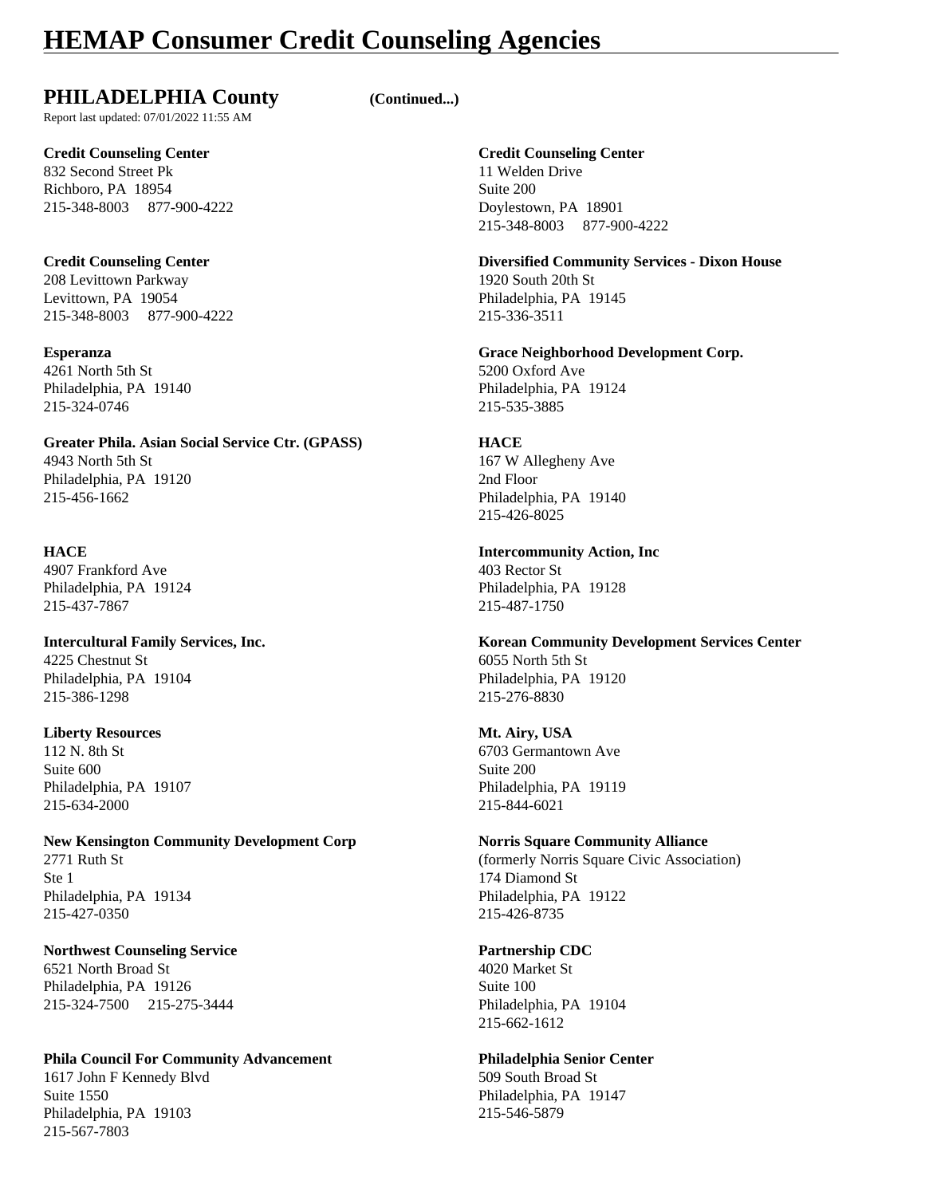# HEMAP Consumer Credit Counseling Agencies

## PHILADELPHIA County (Continued...)

Report last updated: 07/01/2022 11:55 AM

**Credit Counseling Center**
832 Second Street Pk
Richboro, PA 18954
215-348-8003 877-900-4222

**Credit Counseling Center**
11 Welden Drive
Suite 200
Doylestown, PA 18901
215-348-8003 877-900-4222

**Credit Counseling Center**
208 Levittown Parkway
Levittown, PA 19054
215-348-8003 877-900-4222

**Diversified Community Services - Dixon House**
1920 South 20th St
Philadelphia, PA 19145
215-336-3511

**Esperanza**
4261 North 5th St
Philadelphia, PA 19140
215-324-0746

**Grace Neighborhood Development Corp.**
5200 Oxford Ave
Philadelphia, PA 19124
215-535-3885

**Greater Phila. Asian Social Service Ctr. (GPASS)**
4943 North 5th St
Philadelphia, PA 19120
215-456-1662

**HACE**
167 W Allegheny Ave
2nd Floor
Philadelphia, PA 19140
215-426-8025

**HACE**
4907 Frankford Ave
Philadelphia, PA 19124
215-437-7867

**Intercommunity Action, Inc**
403 Rector St
Philadelphia, PA 19128
215-487-1750

**Intercultural Family Services, Inc.**
4225 Chestnut St
Philadelphia, PA 19104
215-386-1298

**Korean Community Development Services Center**
6055 North 5th St
Philadelphia, PA 19120
215-276-8830

**Liberty Resources**
112 N. 8th St
Suite 600
Philadelphia, PA 19107
215-634-2000

**Mt. Airy, USA**
6703 Germantown Ave
Suite 200
Philadelphia, PA 19119
215-844-6021

**New Kensington Community Development Corp**
2771 Ruth St
Ste 1
Philadelphia, PA 19134
215-427-0350

**Norris Square Community Alliance**
(formerly Norris Square Civic Association)
174 Diamond St
Philadelphia, PA 19122
215-426-8735

**Northwest Counseling Service**
6521 North Broad St
Philadelphia, PA 19126
215-324-7500 215-275-3444

**Partnership CDC**
4020 Market St
Suite 100
Philadelphia, PA 19104
215-662-1612

**Phila Council For Community Advancement**
1617 John F Kennedy Blvd
Suite 1550
Philadelphia, PA 19103
215-567-7803

**Philadelphia Senior Center**
509 South Broad St
Philadelphia, PA 19147
215-546-5879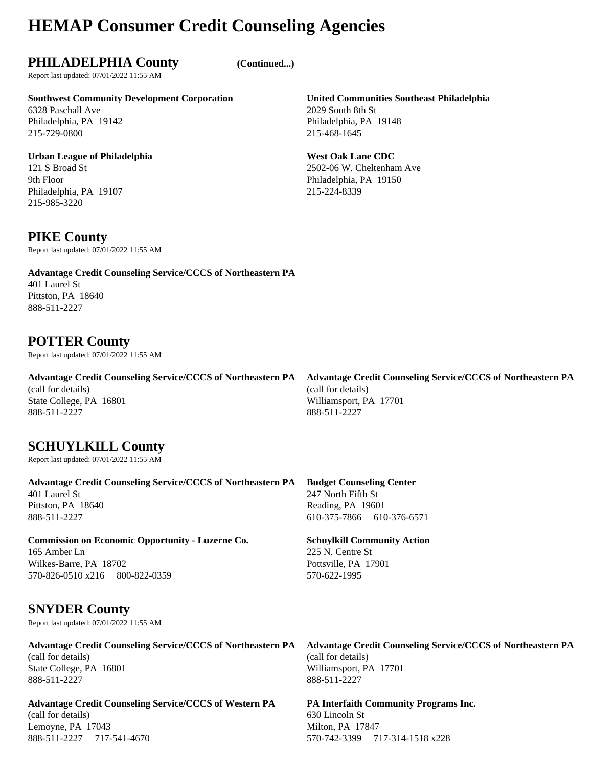# HEMAP Consumer Credit Counseling Agencies

## PHILADELPHIA County (Continued...)

Report last updated: 07/01/2022 11:55 AM

**Southwest Community Development Corporation**
6328 Paschall Ave
Philadelphia, PA 19142
215-729-0800

**United Communities Southeast Philadelphia**
2029 South 8th St
Philadelphia, PA 19148
215-468-1645

**Urban League of Philadelphia**
121 S Broad St
9th Floor
Philadelphia, PA 19107
215-985-3220

**West Oak Lane CDC**
2502-06 W. Cheltenham Ave
Philadelphia, PA 19150
215-224-8339

## PIKE County

Report last updated: 07/01/2022 11:55 AM

**Advantage Credit Counseling Service/CCCS of Northeastern PA**
401 Laurel St
Pittston, PA 18640
888-511-2227

## POTTER County

Report last updated: 07/01/2022 11:55 AM

**Advantage Credit Counseling Service/CCCS of Northeastern PA**
(call for details)
State College, PA 16801
888-511-2227

**Advantage Credit Counseling Service/CCCS of Northeastern PA**
(call for details)
Williamsport, PA 17701
888-511-2227

## SCHUYLKILL County

Report last updated: 07/01/2022 11:55 AM

**Advantage Credit Counseling Service/CCCS of Northeastern PA**
401 Laurel St
Pittston, PA 18640
888-511-2227

**Budget Counseling Center**
247 North Fifth St
Reading, PA 19601
610-375-7866 610-376-6571

**Commission on Economic Opportunity - Luzerne Co.**
165 Amber Ln
Wilkes-Barre, PA 18702
570-826-0510 x216 800-822-0359

**Schuylkill Community Action**
225 N. Centre St
Pottsville, PA 17901
570-622-1995

## SNYDER County

Report last updated: 07/01/2022 11:55 AM

**Advantage Credit Counseling Service/CCCS of Northeastern PA**
(call for details)
State College, PA 16801
888-511-2227

**Advantage Credit Counseling Service/CCCS of Northeastern PA**
(call for details)
Williamsport, PA 17701
888-511-2227

**Advantage Credit Counseling Service/CCCS of Western PA**
(call for details)
Lemoyne, PA 17043
888-511-2227 717-541-4670

**PA Interfaith Community Programs Inc.**
630 Lincoln St
Milton, PA 17847
570-742-3399 717-314-1518 x228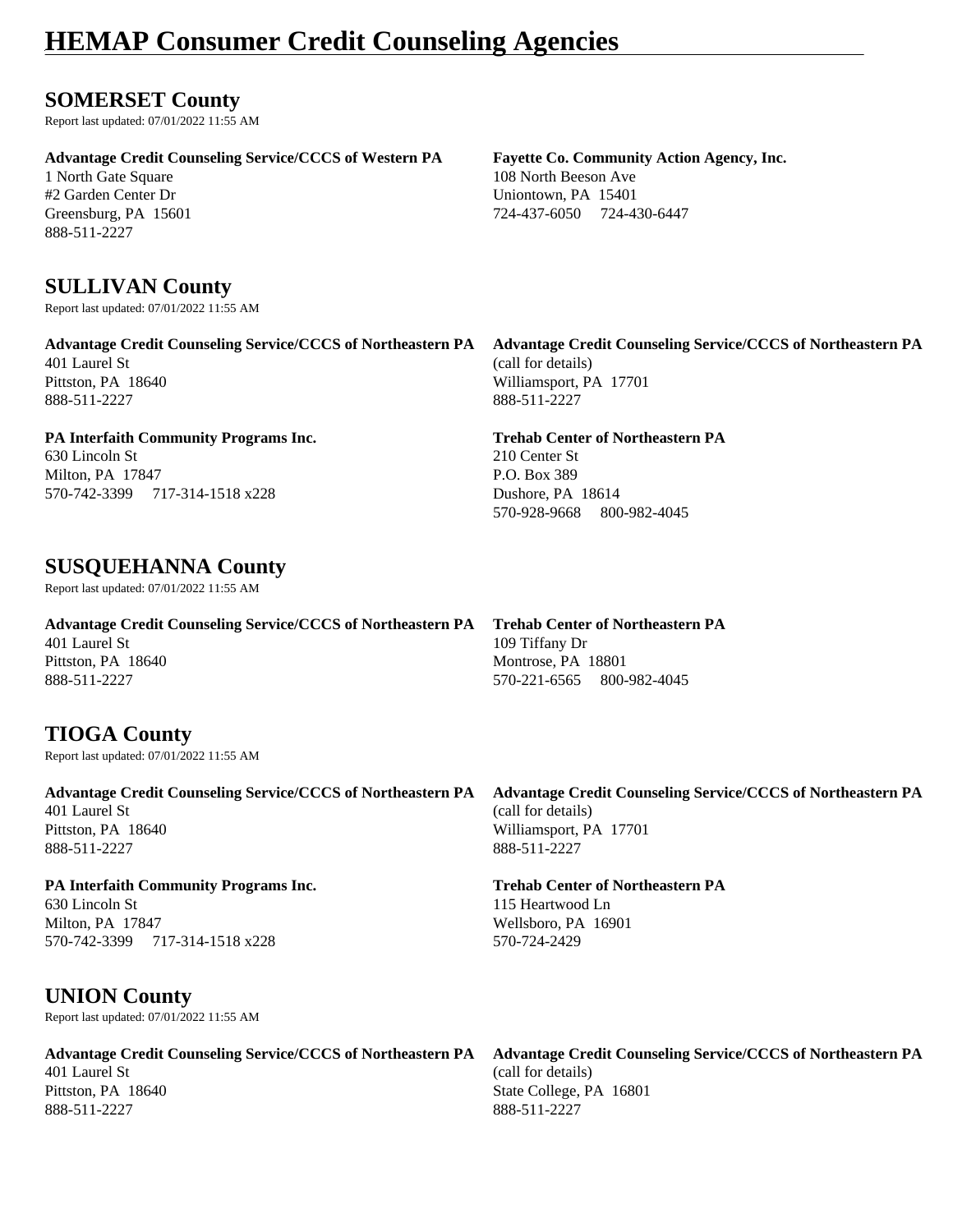# HEMAP Consumer Credit Counseling Agencies

## SOMERSET County

Report last updated: 07/01/2022 11:55 AM

**Advantage Credit Counseling Service/CCCS of Western PA**
1 North Gate Square
#2 Garden Center Dr
Greensburg, PA 15601
888-511-2227

**Fayette Co. Community Action Agency, Inc.**
108 North Beeson Ave
Uniontown, PA 15401
724-437-6050 724-430-6447

## SULLIVAN County

Report last updated: 07/01/2022 11:55 AM

**Advantage Credit Counseling Service/CCCS of Northeastern PA**
401 Laurel St
Pittston, PA 18640
888-511-2227

**Advantage Credit Counseling Service/CCCS of Northeastern PA**
(call for details)
Williamsport, PA 17701
888-511-2227

**PA Interfaith Community Programs Inc.**
630 Lincoln St
Milton, PA 17847
570-742-3399 717-314-1518 x228

**Trehab Center of Northeastern PA**
210 Center St
P.O. Box 389
Dushore, PA 18614
570-928-9668 800-982-4045

## SUSQUEHANNA County

Report last updated: 07/01/2022 11:55 AM

**Advantage Credit Counseling Service/CCCS of Northeastern PA**
401 Laurel St
Pittston, PA 18640
888-511-2227

**Trehab Center of Northeastern PA**
109 Tiffany Dr
Montrose, PA 18801
570-221-6565 800-982-4045

## TIOGA County

Report last updated: 07/01/2022 11:55 AM

**Advantage Credit Counseling Service/CCCS of Northeastern PA**
401 Laurel St
Pittston, PA 18640
888-511-2227

**Advantage Credit Counseling Service/CCCS of Northeastern PA**
(call for details)
Williamsport, PA 17701
888-511-2227

**PA Interfaith Community Programs Inc.**
630 Lincoln St
Milton, PA 17847
570-742-3399 717-314-1518 x228

**Trehab Center of Northeastern PA**
115 Heartwood Ln
Wellsboro, PA 16901
570-724-2429

## UNION County

Report last updated: 07/01/2022 11:55 AM

**Advantage Credit Counseling Service/CCCS of Northeastern PA**
401 Laurel St
Pittston, PA 18640
888-511-2227

**Advantage Credit Counseling Service/CCCS of Northeastern PA**
(call for details)
State College, PA 16801
888-511-2227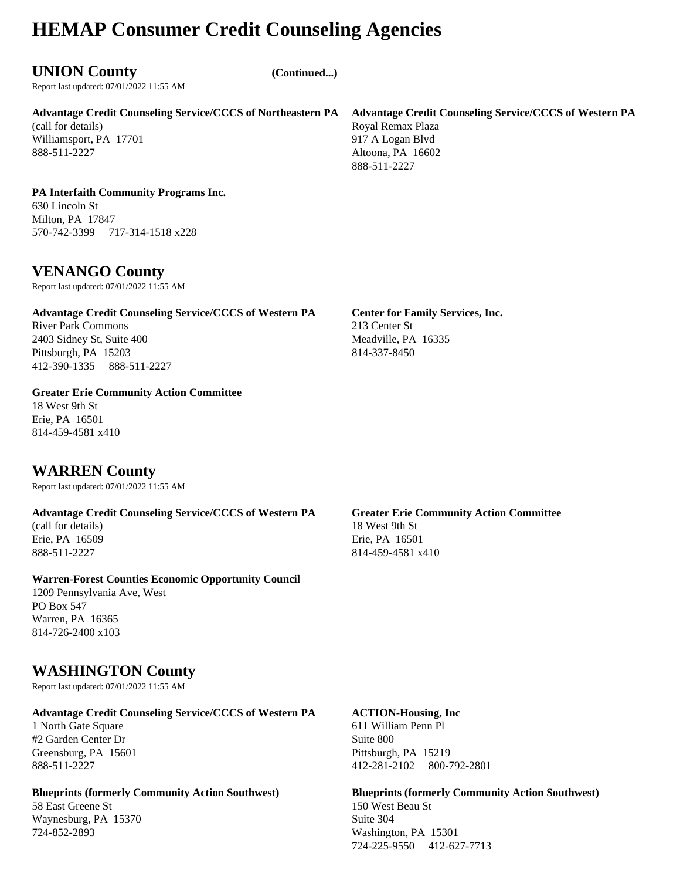# HEMAP Consumer Credit Counseling Agencies

## UNION County (Continued...)

Report last updated: 07/01/2022 11:55 AM

**Advantage Credit Counseling Service/CCCS of Northeastern PA**
(call for details)
Williamsport, PA 17701
888-511-2227

**Advantage Credit Counseling Service/CCCS of Western PA**
Royal Remax Plaza
917 A Logan Blvd
Altoona, PA 16602
888-511-2227

**PA Interfaith Community Programs Inc.**
630 Lincoln St
Milton, PA 17847
570-742-3399 717-314-1518 x228

## VENANGO County

Report last updated: 07/01/2022 11:55 AM

**Advantage Credit Counseling Service/CCCS of Western PA**
River Park Commons
2403 Sidney St, Suite 400
Pittsburgh, PA 15203
412-390-1335 888-511-2227

**Center for Family Services, Inc.**
213 Center St
Meadville, PA 16335
814-337-8450

**Greater Erie Community Action Committee**
18 West 9th St
Erie, PA 16501
814-459-4581 x410

## WARREN County

Report last updated: 07/01/2022 11:55 AM

**Advantage Credit Counseling Service/CCCS of Western PA**
(call for details)
Erie, PA 16509
888-511-2227

**Greater Erie Community Action Committee**
18 West 9th St
Erie, PA 16501
814-459-4581 x410

**Warren-Forest Counties Economic Opportunity Council**
1209 Pennsylvania Ave, West
PO Box 547
Warren, PA 16365
814-726-2400 x103

## WASHINGTON County

Report last updated: 07/01/2022 11:55 AM

**Advantage Credit Counseling Service/CCCS of Western PA**
1 North Gate Square
#2 Garden Center Dr
Greensburg, PA 15601
888-511-2227

**ACTION-Housing, Inc**
611 William Penn Pl
Suite 800
Pittsburgh, PA 15219
412-281-2102 800-792-2801

**Blueprints (formerly Community Action Southwest)**
58 East Greene St
Waynesburg, PA 15370
724-852-2893

**Blueprints (formerly Community Action Southwest)**
150 West Beau St
Suite 304
Washington, PA 15301
724-225-9550 412-627-7713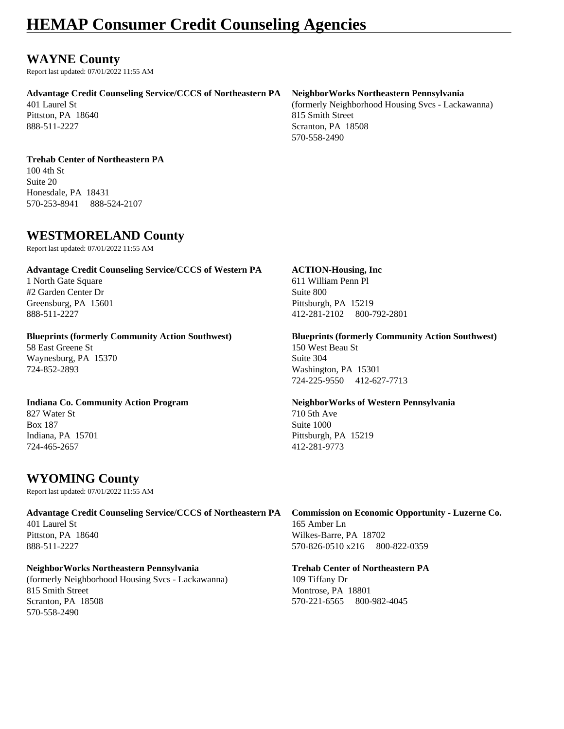# HEMAP Consumer Credit Counseling Agencies

## WAYNE County

Report last updated: 07/01/2022 11:55 AM

**Advantage Credit Counseling Service/CCCS of Northeastern PA**
401 Laurel St
Pittston, PA 18640
888-511-2227

**NeighborWorks Northeastern Pennsylvania**
(formerly Neighborhood Housing Svcs - Lackawanna)
815 Smith Street
Scranton, PA 18508
570-558-2490

**Trehab Center of Northeastern PA**
100 4th St
Suite 20
Honesdale, PA 18431
570-253-8941 888-524-2107

## WESTMORELAND County

Report last updated: 07/01/2022 11:55 AM

**Advantage Credit Counseling Service/CCCS of Western PA**
1 North Gate Square
#2 Garden Center Dr
Greensburg, PA 15601
888-511-2227

**ACTION-Housing, Inc**
611 William Penn Pl
Suite 800
Pittsburgh, PA 15219
412-281-2102 800-792-2801

**Blueprints (formerly Community Action Southwest)**
58 East Greene St
Waynesburg, PA 15370
724-852-2893

**Blueprints (formerly Community Action Southwest)**
150 West Beau St
Suite 304
Washington, PA 15301
724-225-9550 412-627-7713

**Indiana Co. Community Action Program**
827 Water St
Box 187
Indiana, PA 15701
724-465-2657

**NeighborWorks of Western Pennsylvania**
710 5th Ave
Suite 1000
Pittsburgh, PA 15219
412-281-9773

## WYOMING County

Report last updated: 07/01/2022 11:55 AM

**Advantage Credit Counseling Service/CCCS of Northeastern PA**
401 Laurel St
Pittston, PA 18640
888-511-2227

**Commission on Economic Opportunity - Luzerne Co.**
165 Amber Ln
Wilkes-Barre, PA 18702
570-826-0510 x216 800-822-0359

**NeighborWorks Northeastern Pennsylvania**
(formerly Neighborhood Housing Svcs - Lackawanna)
815 Smith Street
Scranton, PA 18508
570-558-2490

**Trehab Center of Northeastern PA**
109 Tiffany Dr
Montrose, PA 18801
570-221-6565 800-982-4045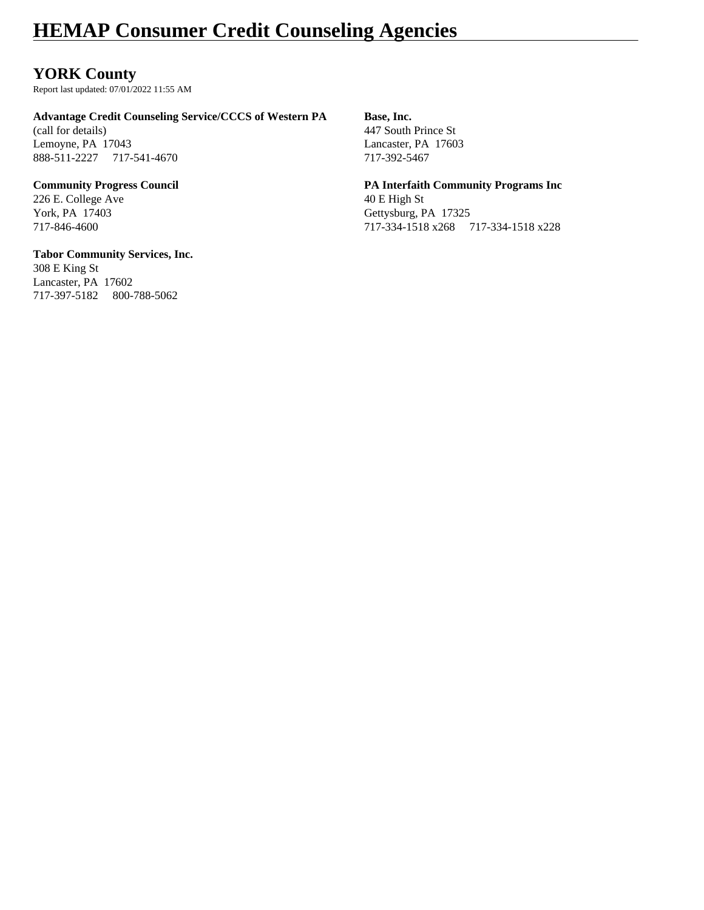# HEMAP Consumer Credit Counseling Agencies

## YORK County

Report last updated: 07/01/2022 11:55 AM

**Advantage Credit Counseling Service/CCCS of Western PA**
(call for details)
Lemoyne, PA 17043
888-511-2227 717-541-4670

**Base, Inc.**
447 South Prince St
Lancaster, PA 17603
717-392-5467

**Community Progress Council**
226 E. College Ave
York, PA 17403
717-846-4600

**PA Interfaith Community Programs Inc**
40 E High St
Gettysburg, PA 17325
717-334-1518 x268 717-334-1518 x228

**Tabor Community Services, Inc.**
308 E King St
Lancaster, PA 17602
717-397-5182 800-788-5062